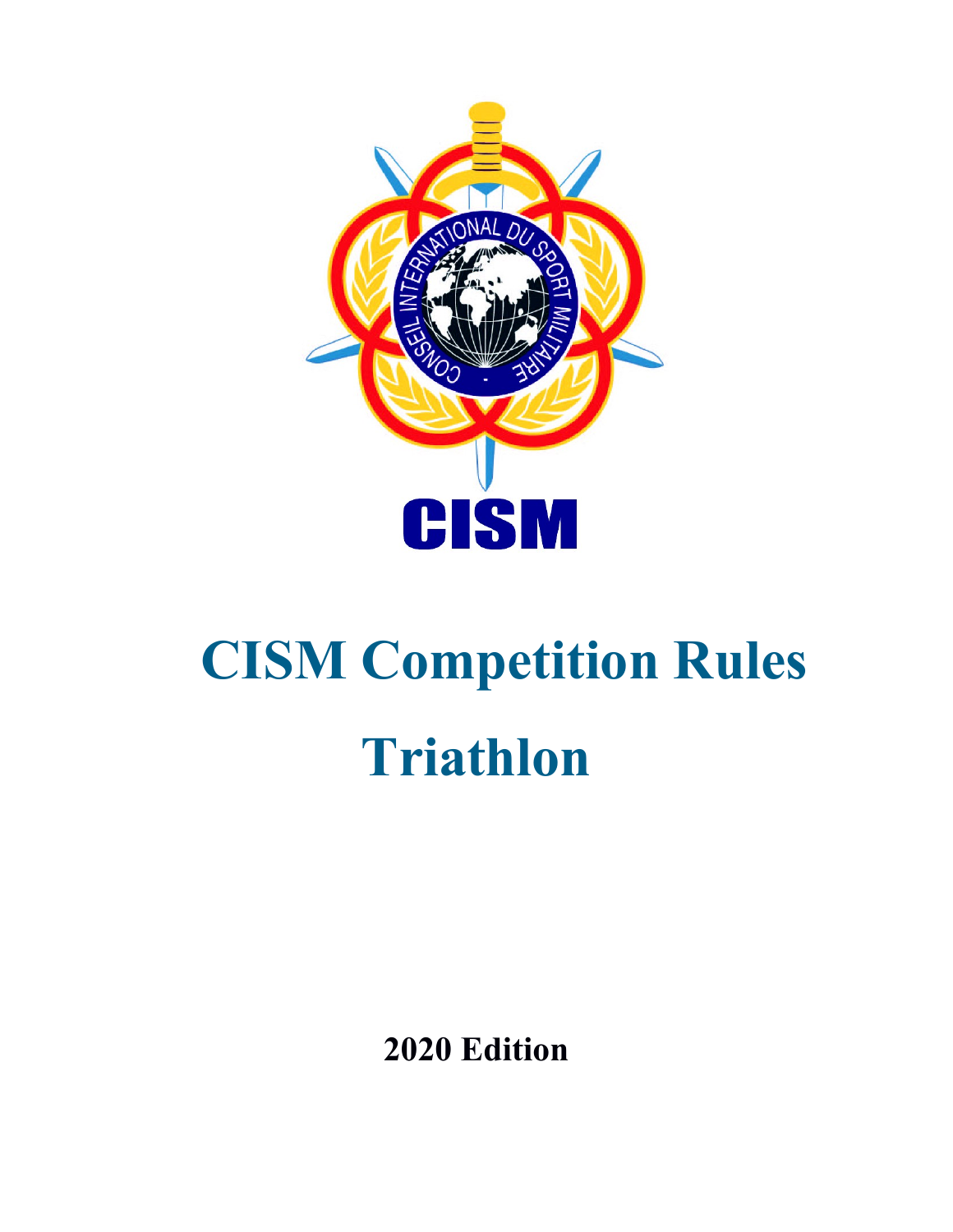# CISM Competition Rules

# Triathlon

**2020 Edition**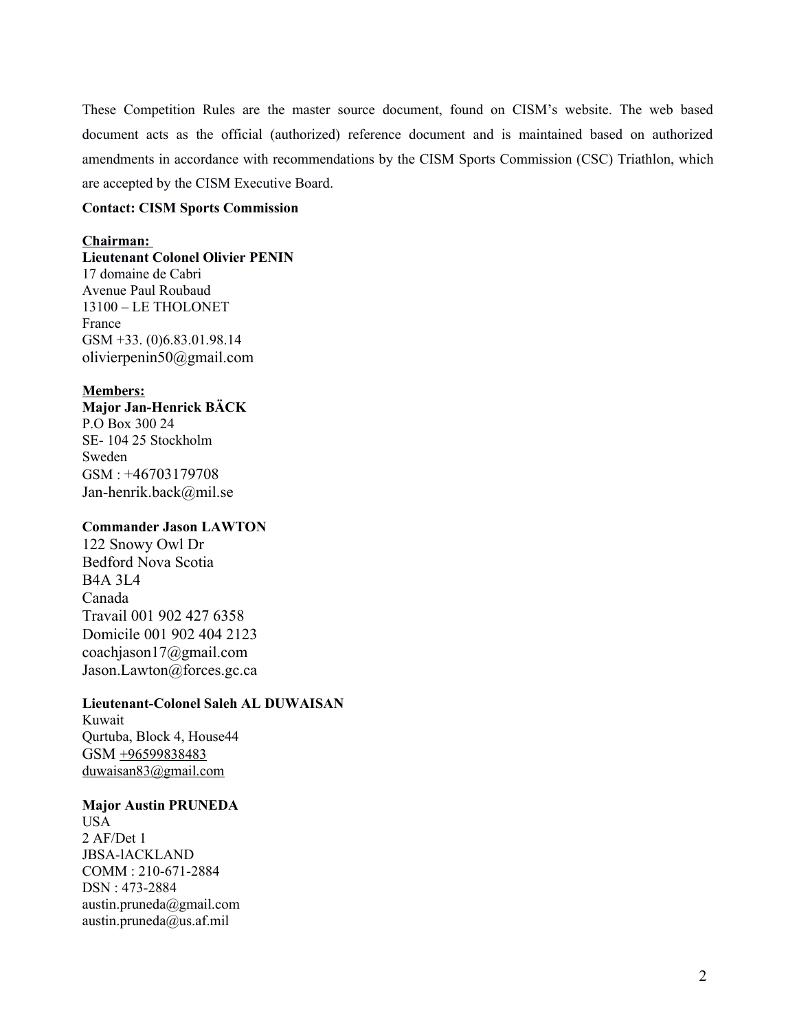These Competition Rules are the master source document, found on CISM's website. The web based document acts as the official (authorized) reference document and is maintained based on authorized amendments in accordance with recommendations by the CISM Sports Commission (CSC) Triathlon, which are accepted by the CISM Executive Board.

**Contact: CISM Sports Commission**

**Chairman:**
**Lieutenant Colonel Olivier PENIN**
17 domaine de Cabri
Avenue Paul Roubaud
13100 – LE THOLONET
France
GSM +33. (0)6.83.01.98.14
olivierpenin50@gmail.com

**Members:**
**Major Jan-Henrick BÄCK**
P.O Box 300 24
SE- 104 25 Stockholm
Sweden
GSM : +46703179708
Jan-henrik.back@mil.se

**Commander Jason LAWTON**
122 Snowy Owl Dr
Bedford Nova Scotia
B4A 3L4
Canada
Travail 001 902 427 6358
Domicile 001 902 404 2123
coachjason17@gmail.com
Jason.Lawton@forces.gc.ca

**Lieutenant-Colonel Saleh AL DUWAISAN**
Kuwait
Qurtuba, Block 4, House44
GSM +96599838483
duwaisan83@gmail.com

**Major Austin PRUNEDA**
USA
2 AF/Det 1
JBSA-lACKLAND
COMM : 210-671-2884
DSN : 473-2884
austin.pruneda@gmail.com
austin.pruneda@us.af.mil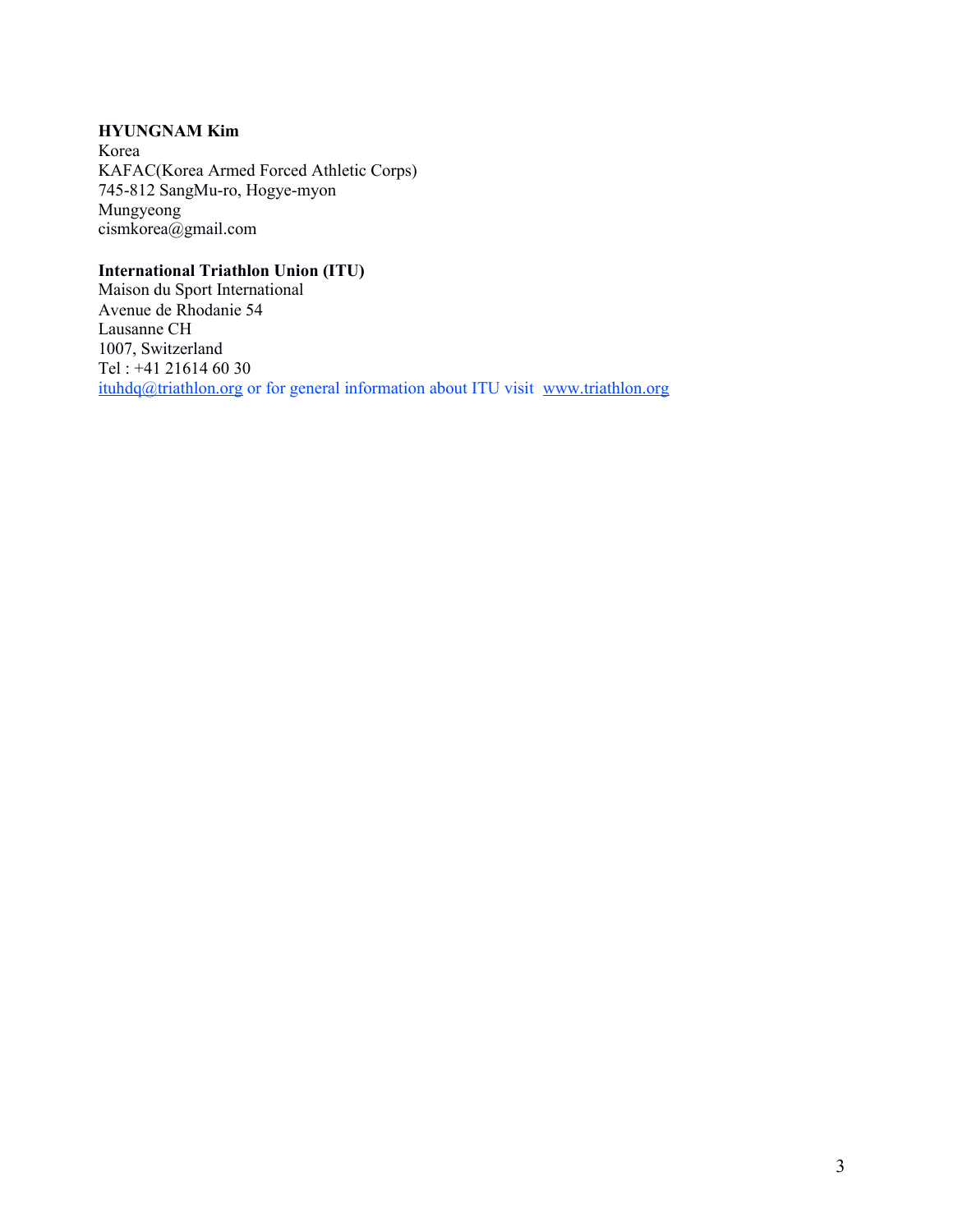**HYUNGNAM Kim**
Korea
KAFAC(Korea Armed Forced Athletic Corps)
745-812 SangMu-ro, Hogye-myon
Mungyeong
cismkorea@gmail.com

**International Triathlon Union (ITU)**
Maison du Sport International
Avenue de Rhodanie 54
Lausanne CH
1007, Switzerland
Tel : +41 21614 60 30
ituhdq@triathlon.org or for general information about ITU visit www.triathlon.org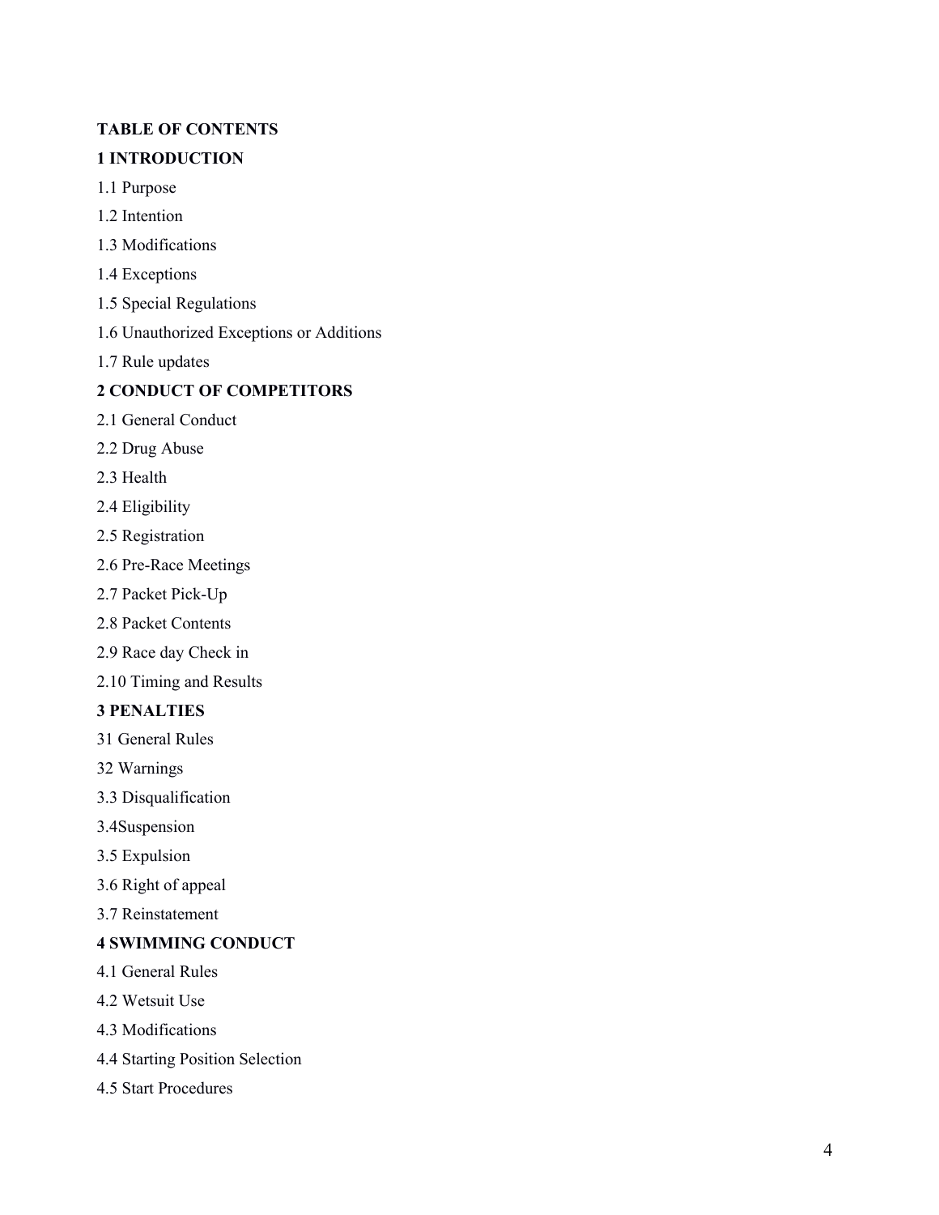**TABLE OF CONTENTS**

**1 INTRODUCTION**

1.1 Purpose

1.2 Intention

1.3 Modifications

1.4 Exceptions

1.5 Special Regulations

1.6 Unauthorized Exceptions or Additions

1.7 Rule updates

**2 CONDUCT OF COMPETITORS**

2.1 General Conduct

2.2 Drug Abuse

2.3 Health

2.4 Eligibility

2.5 Registration

2.6 Pre-Race Meetings

2.7 Packet Pick-Up

2.8 Packet Contents

2.9 Race day Check in

2.10 Timing and Results

**3 PENALTIES**

31 General Rules

32 Warnings

3.3 Disqualification

3.4Suspension

3.5 Expulsion

3.6 Right of appeal

3.7 Reinstatement

**4 SWIMMING CONDUCT**

4.1 General Rules

4.2 Wetsuit Use

4.3 Modifications

4.4 Starting Position Selection

4.5 Start Procedures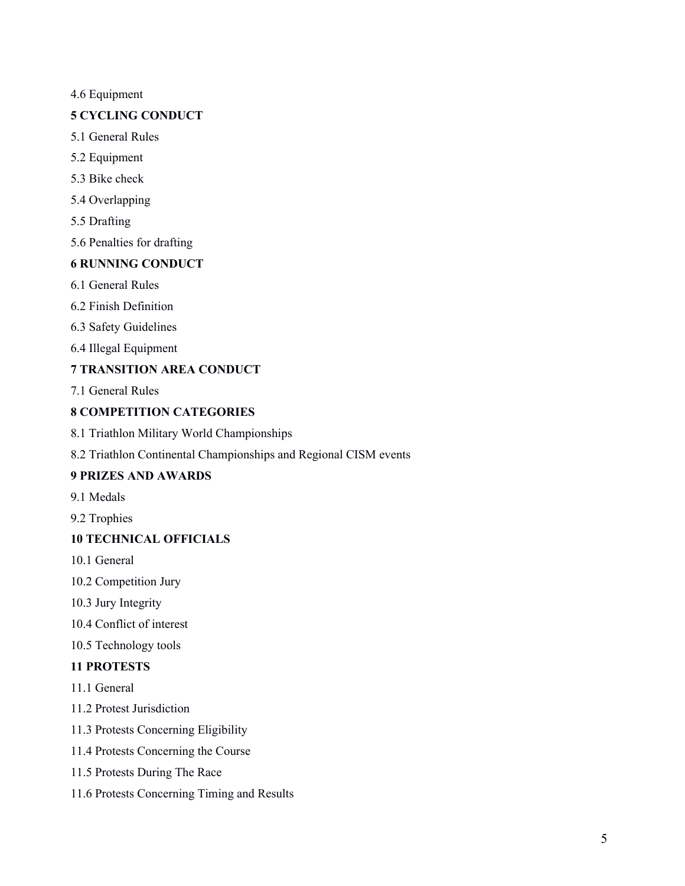4.6 Equipment

**5 CYCLING CONDUCT**

5.1 General Rules

5.2 Equipment

5.3 Bike check

5.4 Overlapping

5.5 Drafting

5.6 Penalties for drafting

**6 RUNNING CONDUCT**

6.1 General Rules

6.2 Finish Definition

6.3 Safety Guidelines

6.4 Illegal Equipment

**7 TRANSITION AREA CONDUCT**

7.1 General Rules

**8 COMPETITION CATEGORIES**

8.1 Triathlon Military World Championships

8.2 Triathlon Continental Championships and Regional CISM events

**9 PRIZES AND AWARDS**

9.1 Medals

9.2 Trophies

**10 TECHNICAL OFFICIALS**

10.1 General

10.2 Competition Jury

10.3 Jury Integrity

10.4 Conflict of interest

10.5 Technology tools

**11 PROTESTS**

11.1 General

11.2 Protest Jurisdiction

11.3 Protests Concerning Eligibility

11.4 Protests Concerning the Course

11.5 Protests During The Race

11.6 Protests Concerning Timing and Results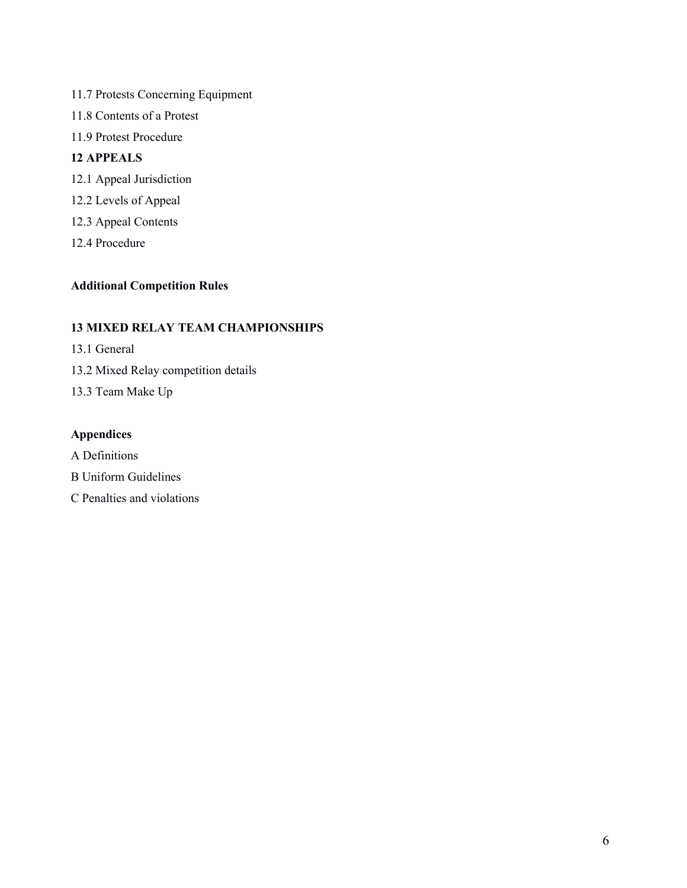11.7 Protests Concerning Equipment

11.8 Contents of a Protest

11.9 Protest Procedure

**12 APPEALS**

12.1 Appeal Jurisdiction

12.2 Levels of Appeal

12.3 Appeal Contents

12.4 Procedure

**Additional Competition Rules**

**13 MIXED RELAY TEAM CHAMPIONSHIPS**

13.1 General

13.2 Mixed Relay competition details

13.3 Team Make Up

**Appendices**

A Definitions

B Uniform Guidelines

C Penalties and violations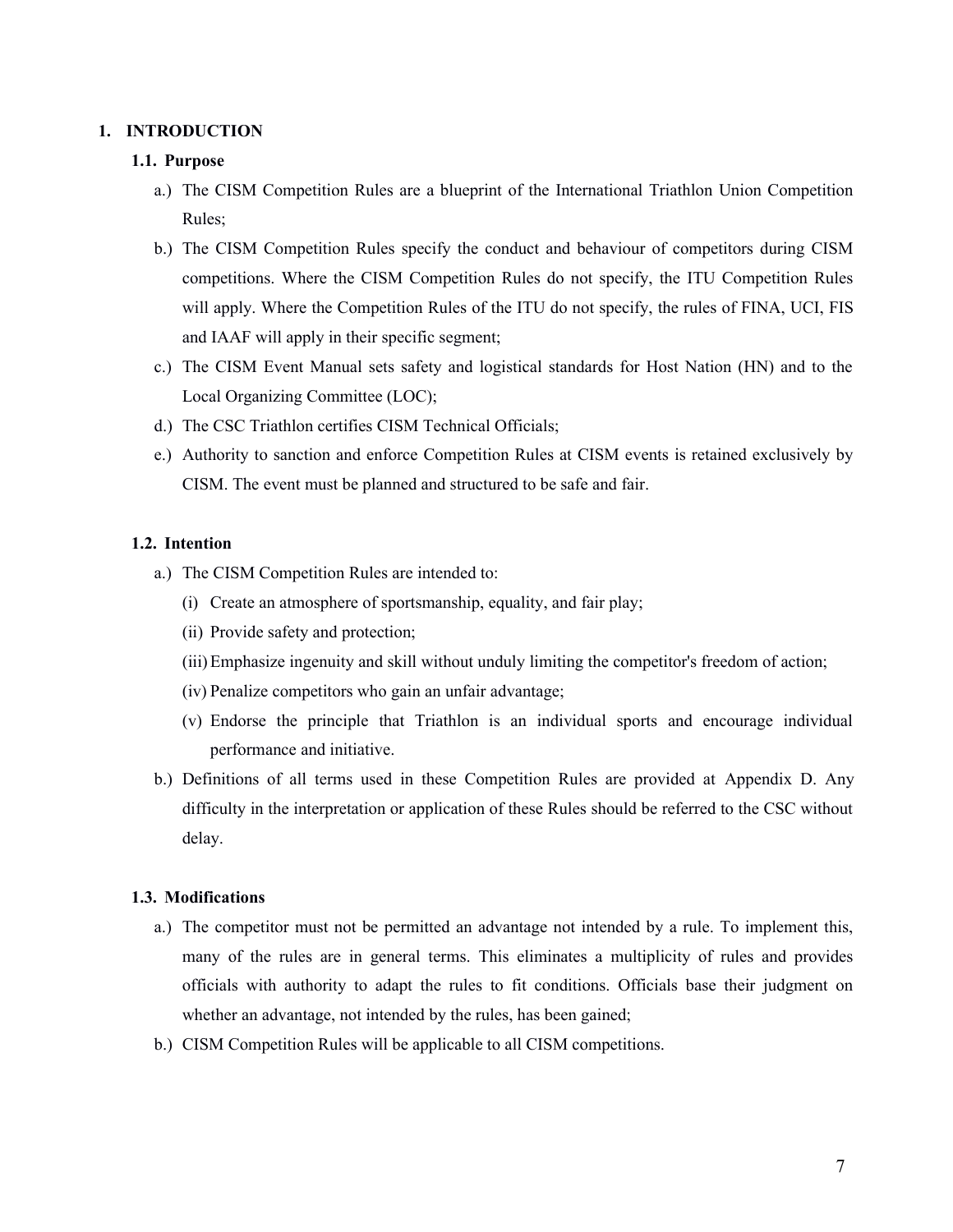# 1. INTRODUCTION

## 1.1. Purpose

a.) The CISM Competition Rules are a blueprint of the International Triathlon Union Competition Rules;

b.) The CISM Competition Rules specify the conduct and behaviour of competitors during CISM competitions. Where the CISM Competition Rules do not specify, the ITU Competition Rules will apply. Where the Competition Rules of the ITU do not specify, the rules of FINA, UCI, FIS and IAAF will apply in their specific segment;

c.) The CISM Event Manual sets safety and logistical standards for Host Nation (HN) and to the Local Organizing Committee (LOC);

d.) The CSC Triathlon certifies CISM Technical Officials;

e.) Authority to sanction and enforce Competition Rules at CISM events is retained exclusively by CISM. The event must be planned and structured to be safe and fair.

## 1.2. Intention

a.) The CISM Competition Rules are intended to:

(i) Create an atmosphere of sportsmanship, equality, and fair play;

(ii) Provide safety and protection;

(iii) Emphasize ingenuity and skill without unduly limiting the competitor's freedom of action;

(iv) Penalize competitors who gain an unfair advantage;

(v) Endorse the principle that Triathlon is an individual sports and encourage individual performance and initiative.

b.) Definitions of all terms used in these Competition Rules are provided at Appendix D. Any difficulty in the interpretation or application of these Rules should be referred to the CSC without delay.

## 1.3. Modifications

a.) The competitor must not be permitted an advantage not intended by a rule. To implement this, many of the rules are in general terms. This eliminates a multiplicity of rules and provides officials with authority to adapt the rules to fit conditions. Officials base their judgment on whether an advantage, not intended by the rules, has been gained;

b.) CISM Competition Rules will be applicable to all CISM competitions.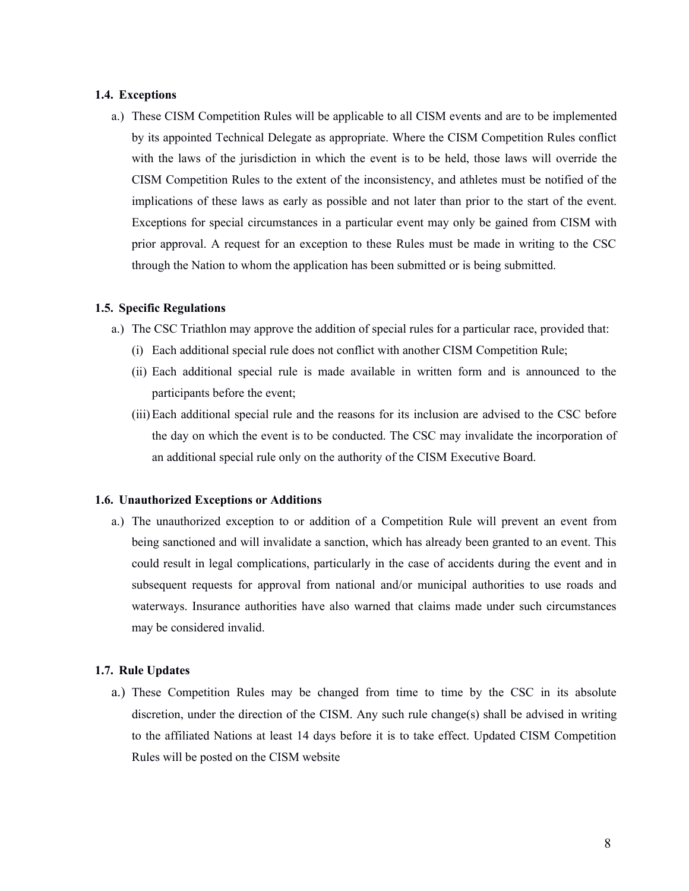### 1.4. Exceptions

a.) These CISM Competition Rules will be applicable to all CISM events and are to be implemented by its appointed Technical Delegate as appropriate. Where the CISM Competition Rules conflict with the laws of the jurisdiction in which the event is to be held, those laws will override the CISM Competition Rules to the extent of the inconsistency, and athletes must be notified of the implications of these laws as early as possible and not later than prior to the start of the event. Exceptions for special circumstances in a particular event may only be gained from CISM with prior approval. A request for an exception to these Rules must be made in writing to the CSC through the Nation to whom the application has been submitted or is being submitted.

### 1.5. Specific Regulations

a.) The CSC Triathlon may approve the addition of special rules for a particular race, provided that:

(i) Each additional special rule does not conflict with another CISM Competition Rule;

(ii) Each additional special rule is made available in written form and is announced to the participants before the event;

(iii) Each additional special rule and the reasons for its inclusion are advised to the CSC before the day on which the event is to be conducted. The CSC may invalidate the incorporation of an additional special rule only on the authority of the CISM Executive Board.

### 1.6. Unauthorized Exceptions or Additions

a.) The unauthorized exception to or addition of a Competition Rule will prevent an event from being sanctioned and will invalidate a sanction, which has already been granted to an event. This could result in legal complications, particularly in the case of accidents during the event and in subsequent requests for approval from national and/or municipal authorities to use roads and waterways. Insurance authorities have also warned that claims made under such circumstances may be considered invalid.

### 1.7. Rule Updates

a.) These Competition Rules may be changed from time to time by the CSC in its absolute discretion, under the direction of the CISM. Any such rule change(s) shall be advised in writing to the affiliated Nations at least 14 days before it is to take effect. Updated CISM Competition Rules will be posted on the CISM website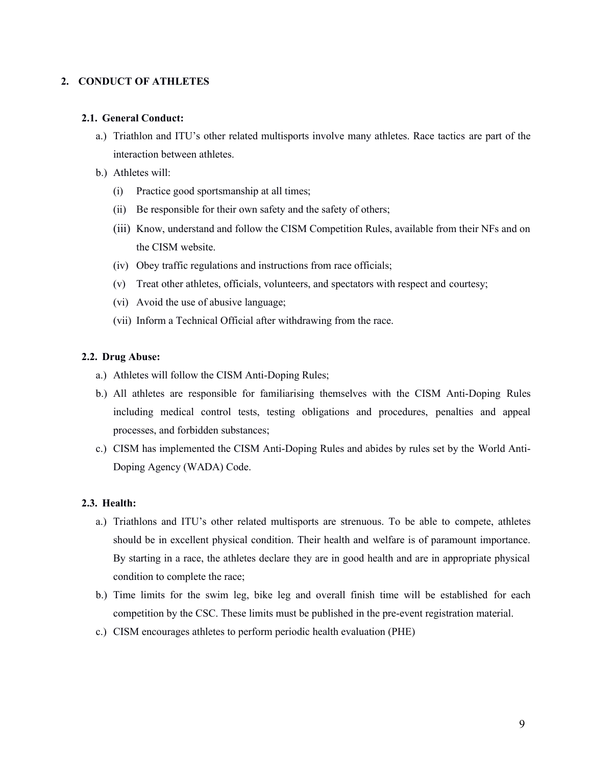## 2. CONDUCT OF ATHLETES

### 2.1. General Conduct:

a.) Triathlon and ITU's other related multisports involve many athletes. Race tactics are part of the interaction between athletes.

b.) Athletes will:

- (i) Practice good sportsmanship at all times;
- (ii) Be responsible for their own safety and the safety of others;
- (iii) Know, understand and follow the CISM Competition Rules, available from their NFs and on the CISM website.
- (iv) Obey traffic regulations and instructions from race officials;
- (v) Treat other athletes, officials, volunteers, and spectators with respect and courtesy;
- (vi) Avoid the use of abusive language;
- (vii) Inform a Technical Official after withdrawing from the race.

### 2.2. Drug Abuse:

a.) Athletes will follow the CISM Anti-Doping Rules;

b.) All athletes are responsible for familiarising themselves with the CISM Anti-Doping Rules including medical control tests, testing obligations and procedures, penalties and appeal processes, and forbidden substances;

c.) CISM has implemented the CISM Anti-Doping Rules and abides by rules set by the World Anti-Doping Agency (WADA) Code.

### 2.3. Health:

a.) Triathlons and ITU's other related multisports are strenuous. To be able to compete, athletes should be in excellent physical condition. Their health and welfare is of paramount importance. By starting in a race, the athletes declare they are in good health and are in appropriate physical condition to complete the race;

b.) Time limits for the swim leg, bike leg and overall finish time will be established for each competition by the CSC. These limits must be published in the pre-event registration material.

c.) CISM encourages athletes to perform periodic health evaluation (PHE)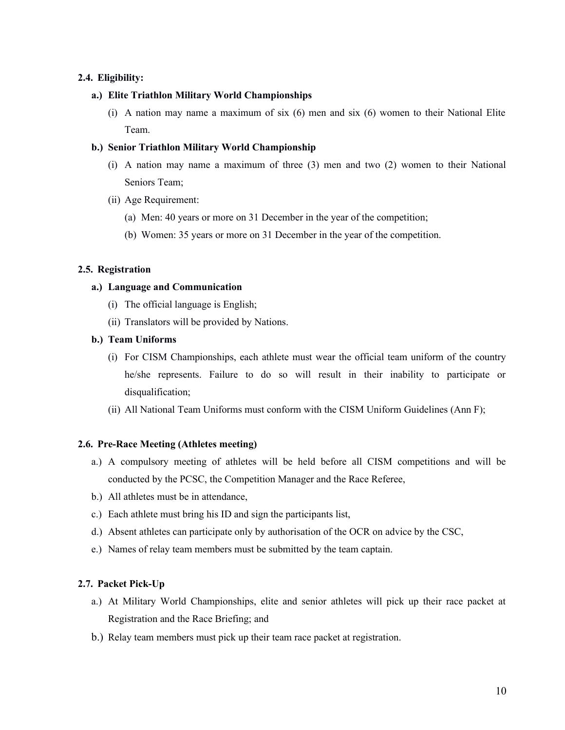## 2.4. Eligibility:

**a.) Elite Triathlon Military World Championships**

(i) A nation may name a maximum of six (6) men and six (6) women to their National Elite Team.

**b.) Senior Triathlon Military World Championship**

(i) A nation may name a maximum of three (3) men and two (2) women to their National Seniors Team;

(ii) Age Requirement:

(a) Men: 40 years or more on 31 December in the year of the competition;

(b) Women: 35 years or more on 31 December in the year of the competition.

## 2.5. Registration

**a.) Language and Communication**

(i) The official language is English;

(ii) Translators will be provided by Nations.

**b.) Team Uniforms**

(i) For CISM Championships, each athlete must wear the official team uniform of the country he/she represents. Failure to do so will result in their inability to participate or disqualification;

(ii) All National Team Uniforms must conform with the CISM Uniform Guidelines (Ann F);

## 2.6. Pre-Race Meeting (Athletes meeting)

a.) A compulsory meeting of athletes will be held before all CISM competitions and will be conducted by the PCSC, the Competition Manager and the Race Referee,

b.) All athletes must be in attendance,

c.) Each athlete must bring his ID and sign the participants list,

d.) Absent athletes can participate only by authorisation of the OCR on advice by the CSC,

e.) Names of relay team members must be submitted by the team captain.

## 2.7. Packet Pick-Up

a.) At Military World Championships, elite and senior athletes will pick up their race packet at Registration and the Race Briefing; and

b.) Relay team members must pick up their team race packet at registration.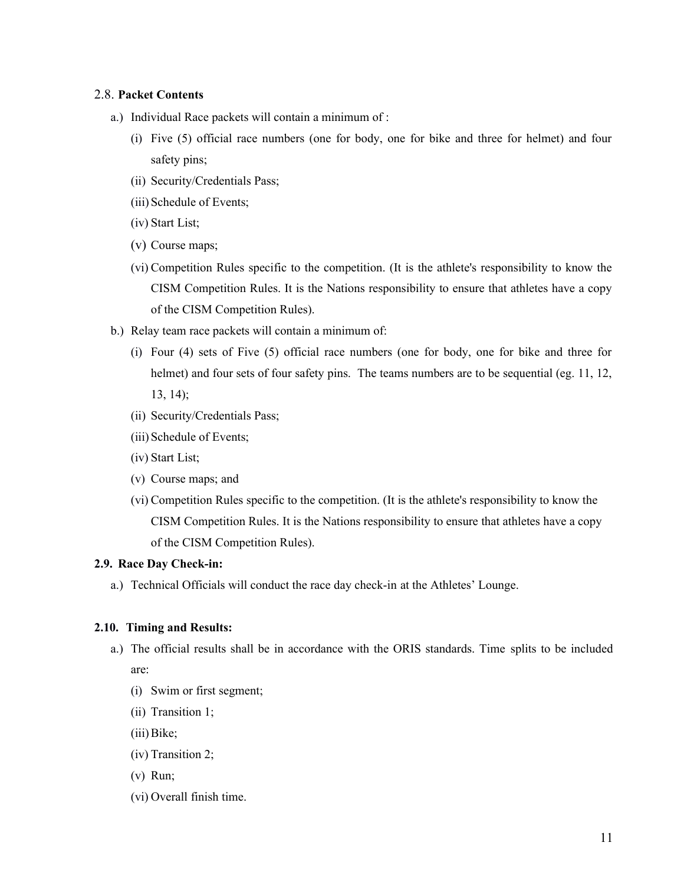2.8. **Packet Contents**

a.) Individual Race packets will contain a minimum of :

(i) Five (5) official race numbers (one for body, one for bike and three for helmet) and four safety pins;

(ii) Security/Credentials Pass;

(iii) Schedule of Events;

(iv) Start List;

(v) Course maps;

(vi) Competition Rules specific to the competition. (It is the athlete's responsibility to know the CISM Competition Rules. It is the Nations responsibility to ensure that athletes have a copy of the CISM Competition Rules).

b.) Relay team race packets will contain a minimum of:

(i) Four (4) sets of Five (5) official race numbers (one for body, one for bike and three for helmet) and four sets of four safety pins. The teams numbers are to be sequential (eg. 11, 12, 13, 14);

(ii) Security/Credentials Pass;

(iii) Schedule of Events;

(iv) Start List;

(v) Course maps; and

(vi) Competition Rules specific to the competition. (It is the athlete's responsibility to know the CISM Competition Rules. It is the Nations responsibility to ensure that athletes have a copy of the CISM Competition Rules).

**2.9. Race Day Check-in:**

a.) Technical Officials will conduct the race day check-in at the Athletes' Lounge.

**2.10. Timing and Results:**

a.) The official results shall be in accordance with the ORIS standards. Time splits to be included are:

(i) Swim or first segment;

(ii) Transition 1;

(iii) Bike;

(iv) Transition 2;

(v) Run;

(vi) Overall finish time.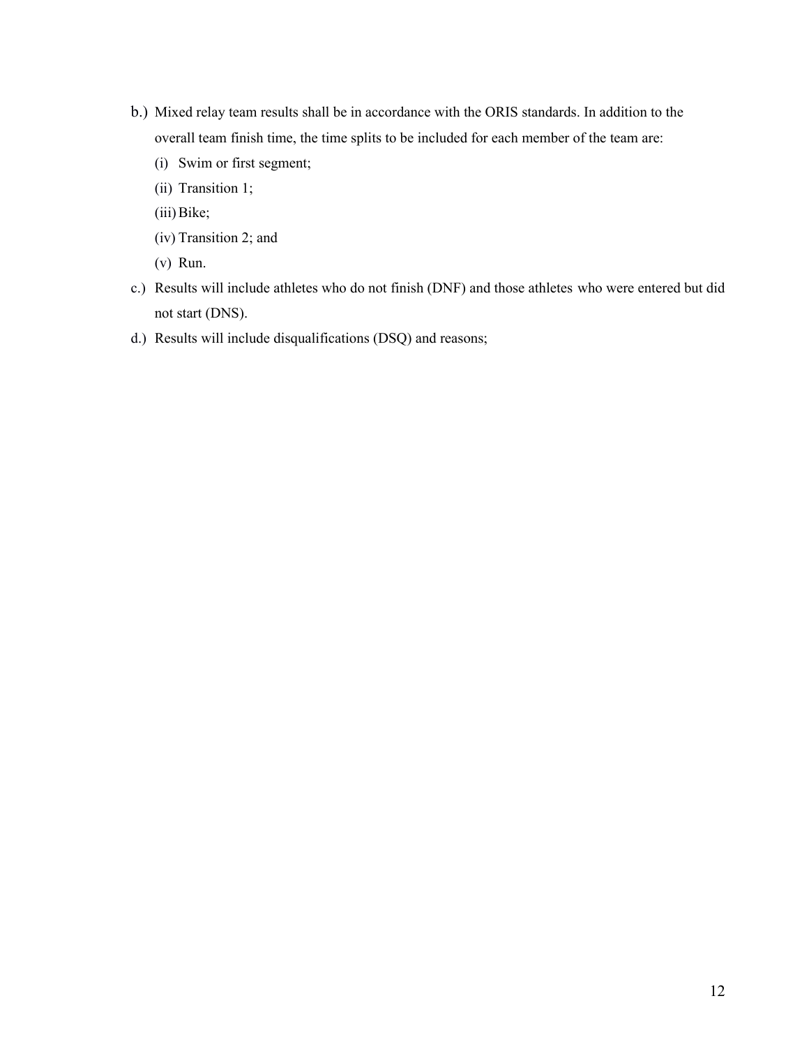b.) Mixed relay team results shall be in accordance with the ORIS standards. In addition to the overall team finish time, the time splits to be included for each member of the team are:

   (i) Swim or first segment;

   (ii) Transition 1;

   (iii) Bike;

   (iv) Transition 2; and

   (v) Run.

c.) Results will include athletes who do not finish (DNF) and those athletes who were entered but did not start (DNS).

d.) Results will include disqualifications (DSQ) and reasons;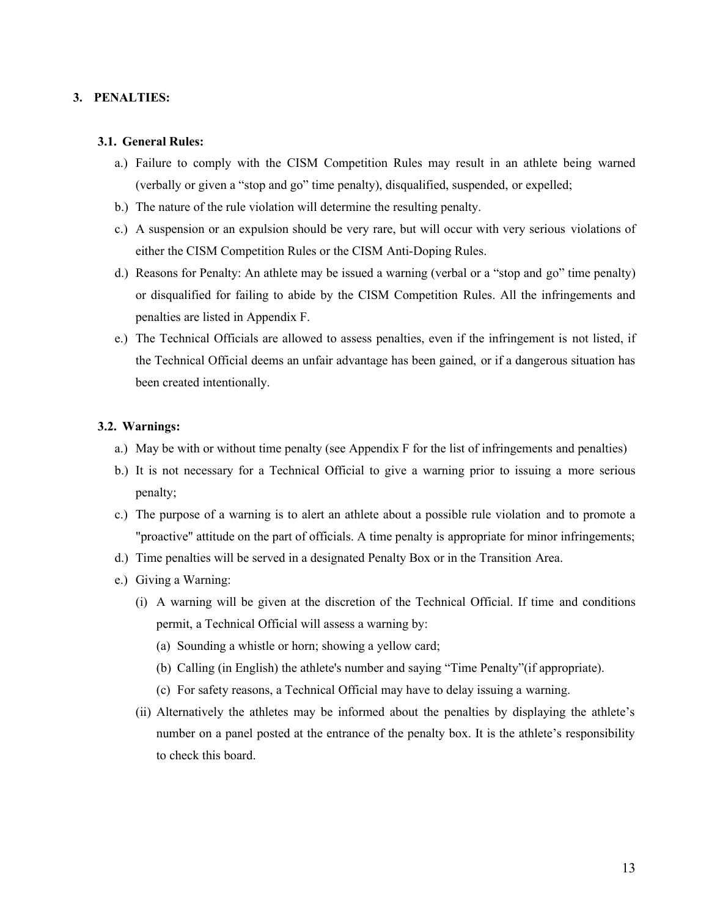## 3. PENALTIES:

### 3.1. General Rules:

a.) Failure to comply with the CISM Competition Rules may result in an athlete being warned (verbally or given a "stop and go" time penalty), disqualified, suspended, or expelled;

b.) The nature of the rule violation will determine the resulting penalty.

c.) A suspension or an expulsion should be very rare, but will occur with very serious violations of either the CISM Competition Rules or the CISM Anti-Doping Rules.

d.) Reasons for Penalty: An athlete may be issued a warning (verbal or a "stop and go" time penalty) or disqualified for failing to abide by the CISM Competition Rules. All the infringements and penalties are listed in Appendix F.

e.) The Technical Officials are allowed to assess penalties, even if the infringement is not listed, if the Technical Official deems an unfair advantage has been gained, or if a dangerous situation has been created intentionally.

### 3.2. Warnings:

a.) May be with or without time penalty (see Appendix F for the list of infringements and penalties)

b.) It is not necessary for a Technical Official to give a warning prior to issuing a more serious penalty;

c.) The purpose of a warning is to alert an athlete about a possible rule violation and to promote a "proactive" attitude on the part of officials. A time penalty is appropriate for minor infringements;

d.) Time penalties will be served in a designated Penalty Box or in the Transition Area.

e.) Giving a Warning:

(i) A warning will be given at the discretion of the Technical Official. If time and conditions permit, a Technical Official will assess a warning by:

(a) Sounding a whistle or horn; showing a yellow card;

(b) Calling (in English) the athlete's number and saying "Time Penalty"(if appropriate).

(c) For safety reasons, a Technical Official may have to delay issuing a warning.

(ii) Alternatively the athletes may be informed about the penalties by displaying the athlete's number on a panel posted at the entrance of the penalty box. It is the athlete's responsibility to check this board.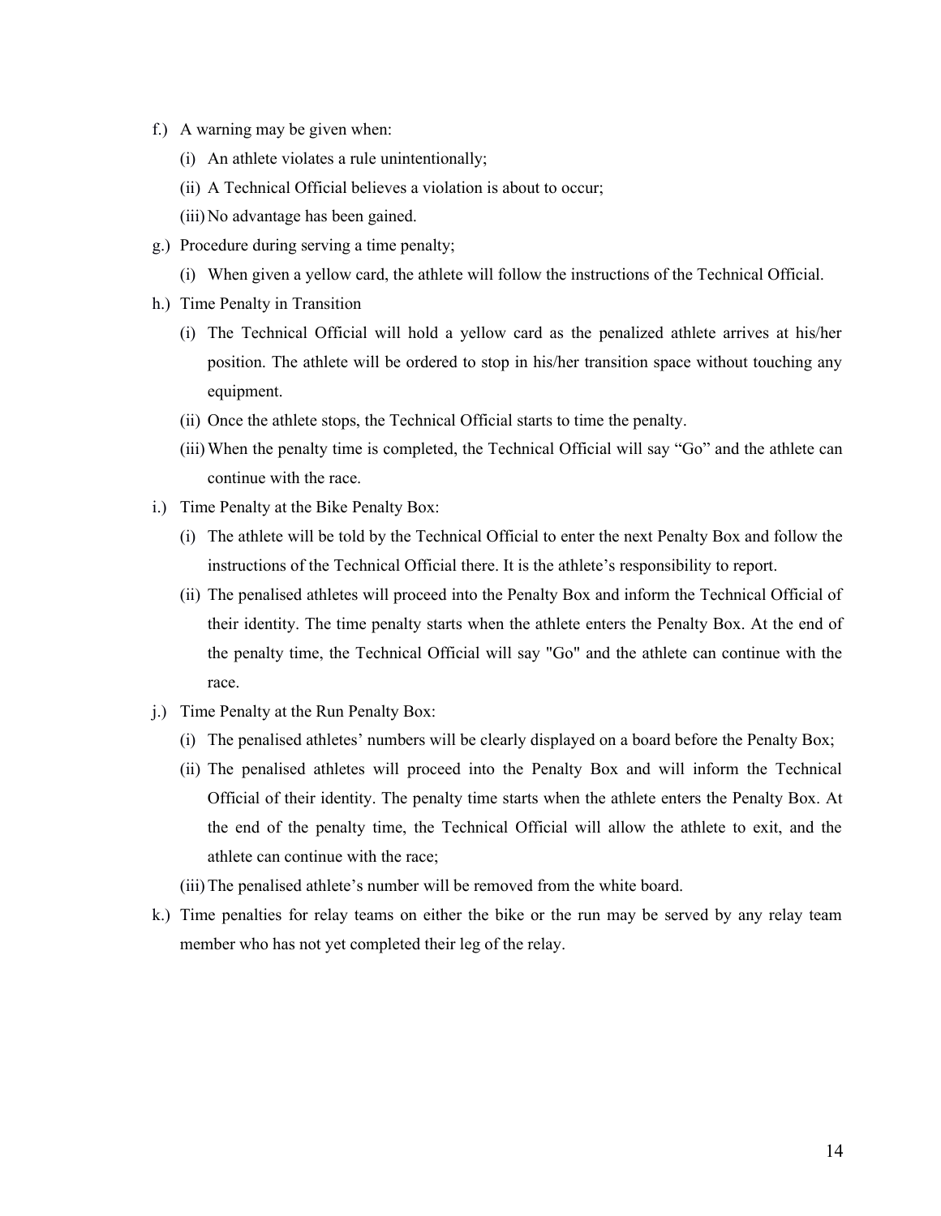f.) A warning may be given when:

   (i) An athlete violates a rule unintentionally;

   (ii) A Technical Official believes a violation is about to occur;

   (iii) No advantage has been gained.

g.) Procedure during serving a time penalty;

   (i) When given a yellow card, the athlete will follow the instructions of the Technical Official.

h.) Time Penalty in Transition

   (i) The Technical Official will hold a yellow card as the penalized athlete arrives at his/her position. The athlete will be ordered to stop in his/her transition space without touching any equipment.

   (ii) Once the athlete stops, the Technical Official starts to time the penalty.

   (iii) When the penalty time is completed, the Technical Official will say "Go" and the athlete can continue with the race.

i.) Time Penalty at the Bike Penalty Box:

   (i) The athlete will be told by the Technical Official to enter the next Penalty Box and follow the instructions of the Technical Official there. It is the athlete's responsibility to report.

   (ii) The penalised athletes will proceed into the Penalty Box and inform the Technical Official of their identity. The time penalty starts when the athlete enters the Penalty Box. At the end of the penalty time, the Technical Official will say "Go" and the athlete can continue with the race.

j.) Time Penalty at the Run Penalty Box:

   (i) The penalised athletes' numbers will be clearly displayed on a board before the Penalty Box;

   (ii) The penalised athletes will proceed into the Penalty Box and will inform the Technical Official of their identity. The penalty time starts when the athlete enters the Penalty Box. At the end of the penalty time, the Technical Official will allow the athlete to exit, and the athlete can continue with the race;

   (iii) The penalised athlete's number will be removed from the white board.

k.) Time penalties for relay teams on either the bike or the run may be served by any relay team member who has not yet completed their leg of the relay.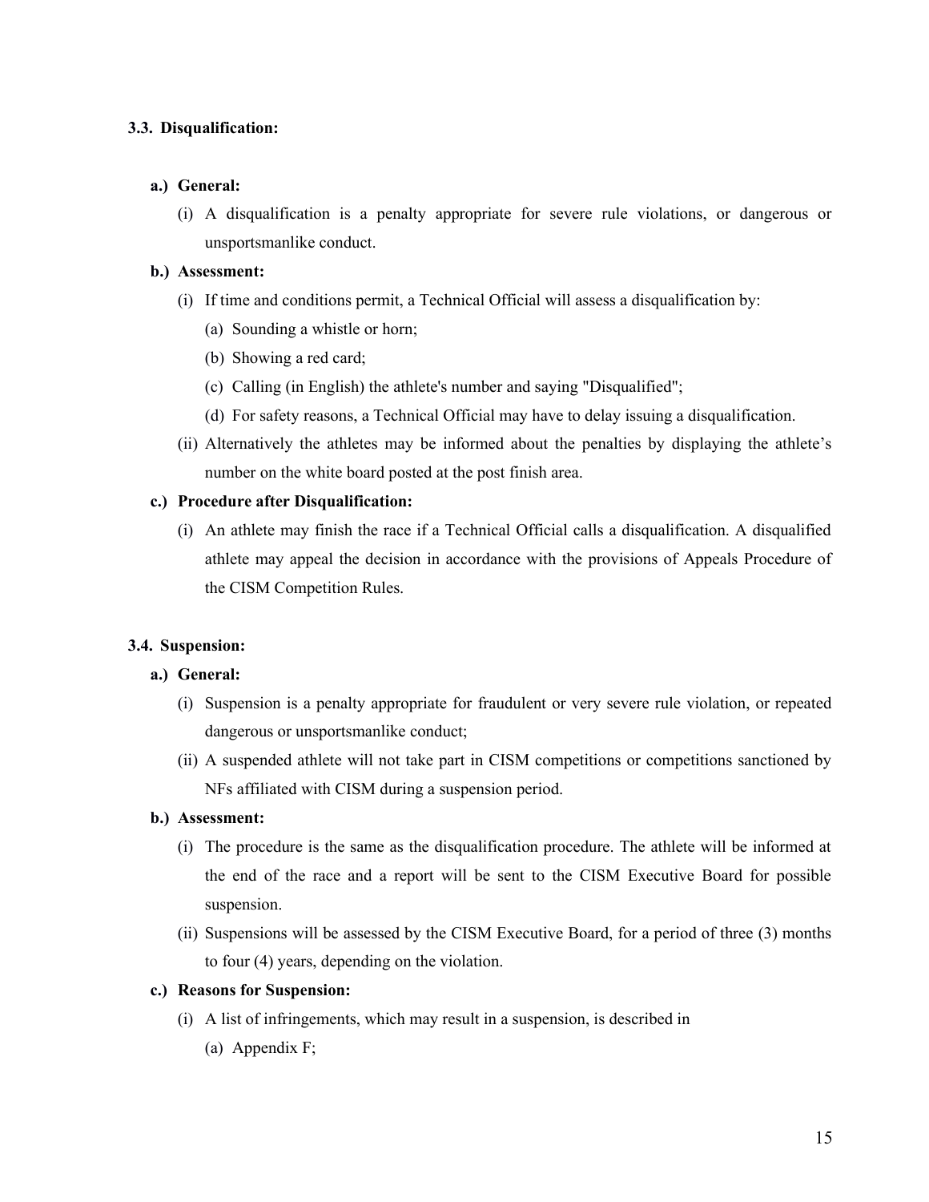### 3.3. Disqualification:

**a.) General:**

(i) A disqualification is a penalty appropriate for severe rule violations, or dangerous or unsportsmanlike conduct.

**b.) Assessment:**

(i) If time and conditions permit, a Technical Official will assess a disqualification by:

(a) Sounding a whistle or horn;

(b) Showing a red card;

(c) Calling (in English) the athlete's number and saying "Disqualified";

(d) For safety reasons, a Technical Official may have to delay issuing a disqualification.

(ii) Alternatively the athletes may be informed about the penalties by displaying the athlete's number on the white board posted at the post finish area.

**c.) Procedure after Disqualification:**

(i) An athlete may finish the race if a Technical Official calls a disqualification. A disqualified athlete may appeal the decision in accordance with the provisions of Appeals Procedure of the CISM Competition Rules.

### 3.4. Suspension:

**a.) General:**

(i) Suspension is a penalty appropriate for fraudulent or very severe rule violation, or repeated dangerous or unsportsmanlike conduct;

(ii) A suspended athlete will not take part in CISM competitions or competitions sanctioned by NFs affiliated with CISM during a suspension period.

**b.) Assessment:**

(i) The procedure is the same as the disqualification procedure. The athlete will be informed at the end of the race and a report will be sent to the CISM Executive Board for possible suspension.

(ii) Suspensions will be assessed by the CISM Executive Board, for a period of three (3) months to four (4) years, depending on the violation.

**c.) Reasons for Suspension:**

(i) A list of infringements, which may result in a suspension, is described in

(a) Appendix F;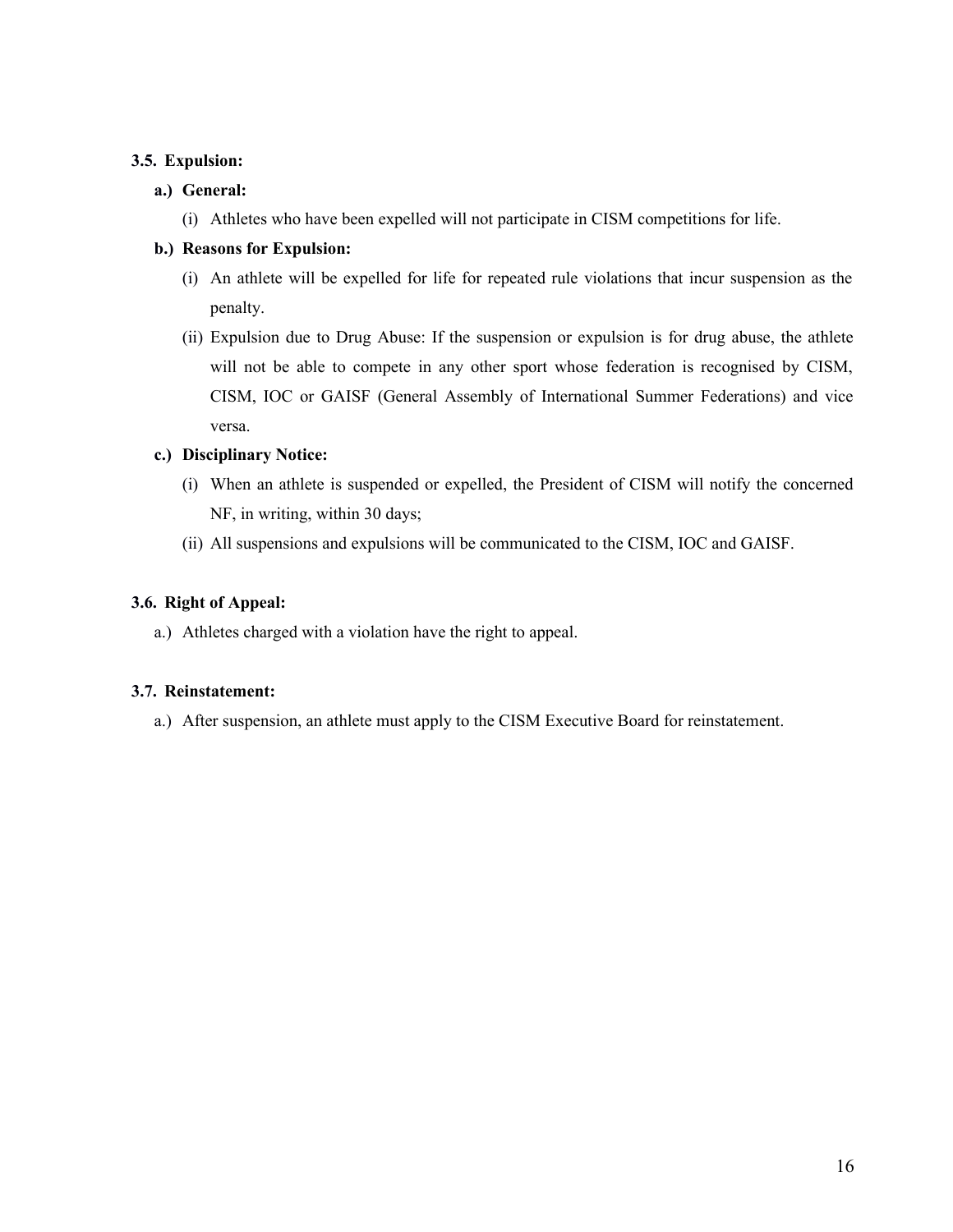### 3.5. Expulsion:

**a.) General:**

(i) Athletes who have been expelled will not participate in CISM competitions for life.

**b.) Reasons for Expulsion:**

(i) An athlete will be expelled for life for repeated rule violations that incur suspension as the penalty.

(ii) Expulsion due to Drug Abuse: If the suspension or expulsion is for drug abuse, the athlete will not be able to compete in any other sport whose federation is recognised by CISM, CISM, IOC or GAISF (General Assembly of International Summer Federations) and vice versa.

**c.) Disciplinary Notice:**

(i) When an athlete is suspended or expelled, the President of CISM will notify the concerned NF, in writing, within 30 days;

(ii) All suspensions and expulsions will be communicated to the CISM, IOC and GAISF.

### 3.6. Right of Appeal:

a.) Athletes charged with a violation have the right to appeal.

### 3.7. Reinstatement:

a.) After suspension, an athlete must apply to the CISM Executive Board for reinstatement.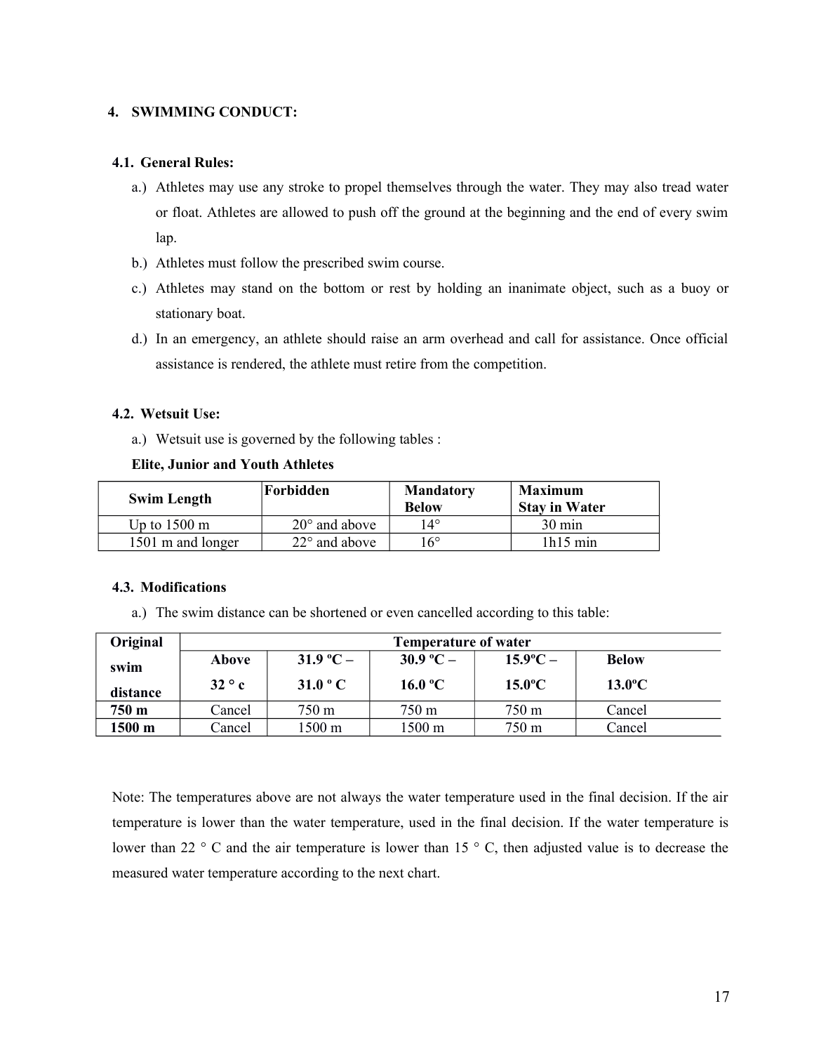## 4. SWIMMING CONDUCT:

### 4.1. General Rules:

a.) Athletes may use any stroke to propel themselves through the water. They may also tread water or float. Athletes are allowed to push off the ground at the beginning and the end of every swim lap.

b.) Athletes must follow the prescribed swim course.

c.) Athletes may stand on the bottom or rest by holding an inanimate object, such as a buoy or stationary boat.

d.) In an emergency, an athlete should raise an arm overhead and call for assistance. Once official assistance is rendered, the athlete must retire from the competition.

### 4.2. Wetsuit Use:

a.) Wetsuit use is governed by the following tables :

**Elite, Junior and Youth Athletes**

| Swim Length | Forbidden | Mandatory Below | Maximum Stay in Water |
|---|---|---|---|
| Up to 1500 m | 20° and above | 14° | 30 min |
| 1501 m and longer | 22° and above | 16° | 1h15 min |

### 4.3. Modifications

a.) The swim distance can be shortened or even cancelled according to this table:

| Original swim distance | Temperature of water | | | | |
|---|---|---|---|---|---|
| | **Above 32 ° c** | **31.9 ºC – 31.0 º C** | **30.9 ºC – 16.0 ºC** | **15.9ºC – 15.0ºC** | **Below 13.0ºC** |
| **750 m** | Cancel | 750 m | 750 m | 750 m | Cancel |
| **1500 m** | Cancel | 1500 m | 1500 m | 750 m | Cancel |

Note: The temperatures above are not always the water temperature used in the final decision. If the air temperature is lower than the water temperature, used in the final decision. If the water temperature is lower than 22 ° C and the air temperature is lower than 15 ° C, then adjusted value is to decrease the measured water temperature according to the next chart.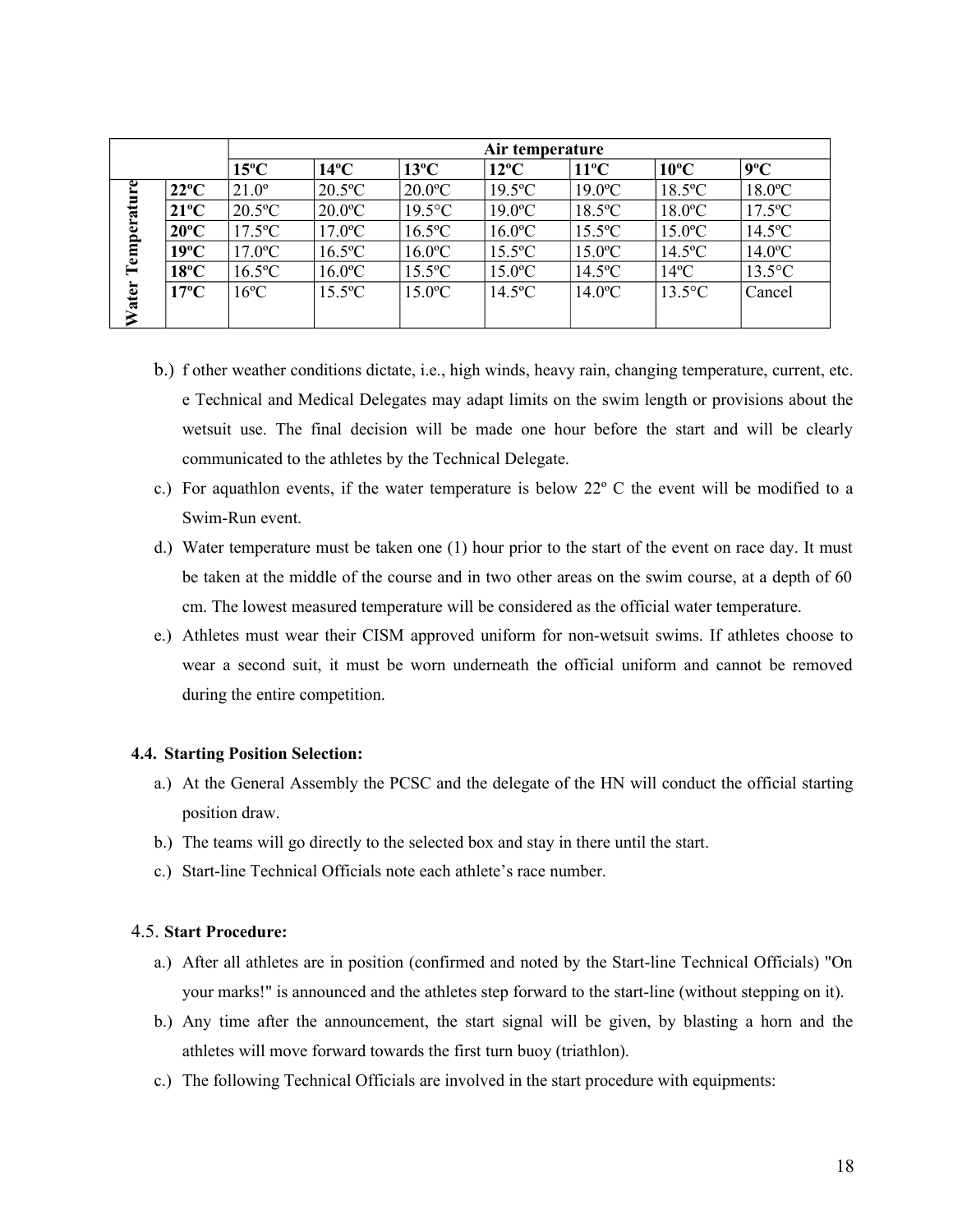| | | Air temperature | | | | | | |
|---|---|---|---|---|---|---|---|---|
| | | **15ºC** | **14ºC** | **13ºC** | **12ºC** | **11ºC** | **10ºC** | **9ºC** |
| Water Temperature | **22ºC** | 21.0º | 20.5ºC | 20.0ºC | 19.5ºC | 19.0ºC | 18.5ºC | 18.0ºC |
| | **21ºC** | 20.5ºC | 20.0ºC | 19.5°C | 19.0ºC | 18.5ºC | 18.0ºC | 17.5ºC |
| | **20ºC** | 17.5ºC | 17.0ºC | 16.5ºC | 16.0ºC | 15.5ºC | 15.0ºC | 14.5ºC |
| | **19ºC** | 17.0ºC | 16.5ºC | 16.0ºC | 15.5ºC | 15.0ºC | 14.5ºC | 14.0ºC |
| | **18ºC** | 16.5ºC | 16.0ºC | 15.5ºC | 15.0ºC | 14.5ºC | 14ºC | 13.5°C |
| | **17ºC** | 16ºC | 15.5ºC | 15.0ºC | 14.5ºC | 14.0ºC | 13.5°C | Cancel |

b.) f other weather conditions dictate, i.e., high winds, heavy rain, changing temperature, current, etc. e Technical and Medical Delegates may adapt limits on the swim length or provisions about the wetsuit use. The final decision will be made one hour before the start and will be clearly communicated to the athletes by the Technical Delegate.

c.) For aquathlon events, if the water temperature is below 22º C the event will be modified to a Swim-Run event.

d.) Water temperature must be taken one (1) hour prior to the start of the event on race day. It must be taken at the middle of the course and in two other areas on the swim course, at a depth of 60 cm. The lowest measured temperature will be considered as the official water temperature.

e.) Athletes must wear their CISM approved uniform for non-wetsuit swims. If athletes choose to wear a second suit, it must be worn underneath the official uniform and cannot be removed during the entire competition.

**4.4. Starting Position Selection:**

a.) At the General Assembly the PCSC and the delegate of the HN will conduct the official starting position draw.

b.) The teams will go directly to the selected box and stay in there until the start.

c.) Start-line Technical Officials note each athlete's race number.

4.5. **Start Procedure:**

a.) After all athletes are in position (confirmed and noted by the Start-line Technical Officials) "On your marks!" is announced and the athletes step forward to the start-line (without stepping on it).

b.) Any time after the announcement, the start signal will be given, by blasting a horn and the athletes will move forward towards the first turn buoy (triathlon).

c.) The following Technical Officials are involved in the start procedure with equipments: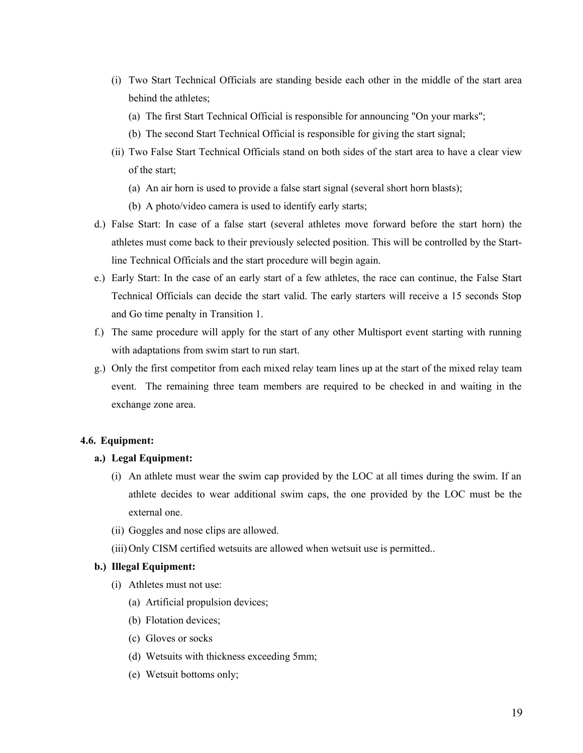- (i) Two Start Technical Officials are standing beside each other in the middle of the start area behind the athletes;
  - (a) The first Start Technical Official is responsible for announcing "On your marks";
  - (b) The second Start Technical Official is responsible for giving the start signal;
- (ii) Two False Start Technical Officials stand on both sides of the start area to have a clear view of the start;
  - (a) An air horn is used to provide a false start signal (several short horn blasts);
  - (b) A photo/video camera is used to identify early starts;

d.) False Start: In case of a false start (several athletes move forward before the start horn) the athletes must come back to their previously selected position. This will be controlled by the Start-line Technical Officials and the start procedure will begin again.

e.) Early Start: In the case of an early start of a few athletes, the race can continue, the False Start Technical Officials can decide the start valid. The early starters will receive a 15 seconds Stop and Go time penalty in Transition 1.

f.) The same procedure will apply for the start of any other Multisport event starting with running with adaptations from swim start to run start.

g.) Only the first competitor from each mixed relay team lines up at the start of the mixed relay team event. The remaining three team members are required to be checked in and waiting in the exchange zone area.

**4.6. Equipment:**

**a.) Legal Equipment:**

- (i) An athlete must wear the swim cap provided by the LOC at all times during the swim. If an athlete decides to wear additional swim caps, the one provided by the LOC must be the external one.
- (ii) Goggles and nose clips are allowed.
- (iii) Only CISM certified wetsuits are allowed when wetsuit use is permitted..

**b.) Illegal Equipment:**

- (i) Athletes must not use:
  - (a) Artificial propulsion devices;
  - (b) Flotation devices;
  - (c) Gloves or socks
  - (d) Wetsuits with thickness exceeding 5mm;
  - (e) Wetsuit bottoms only;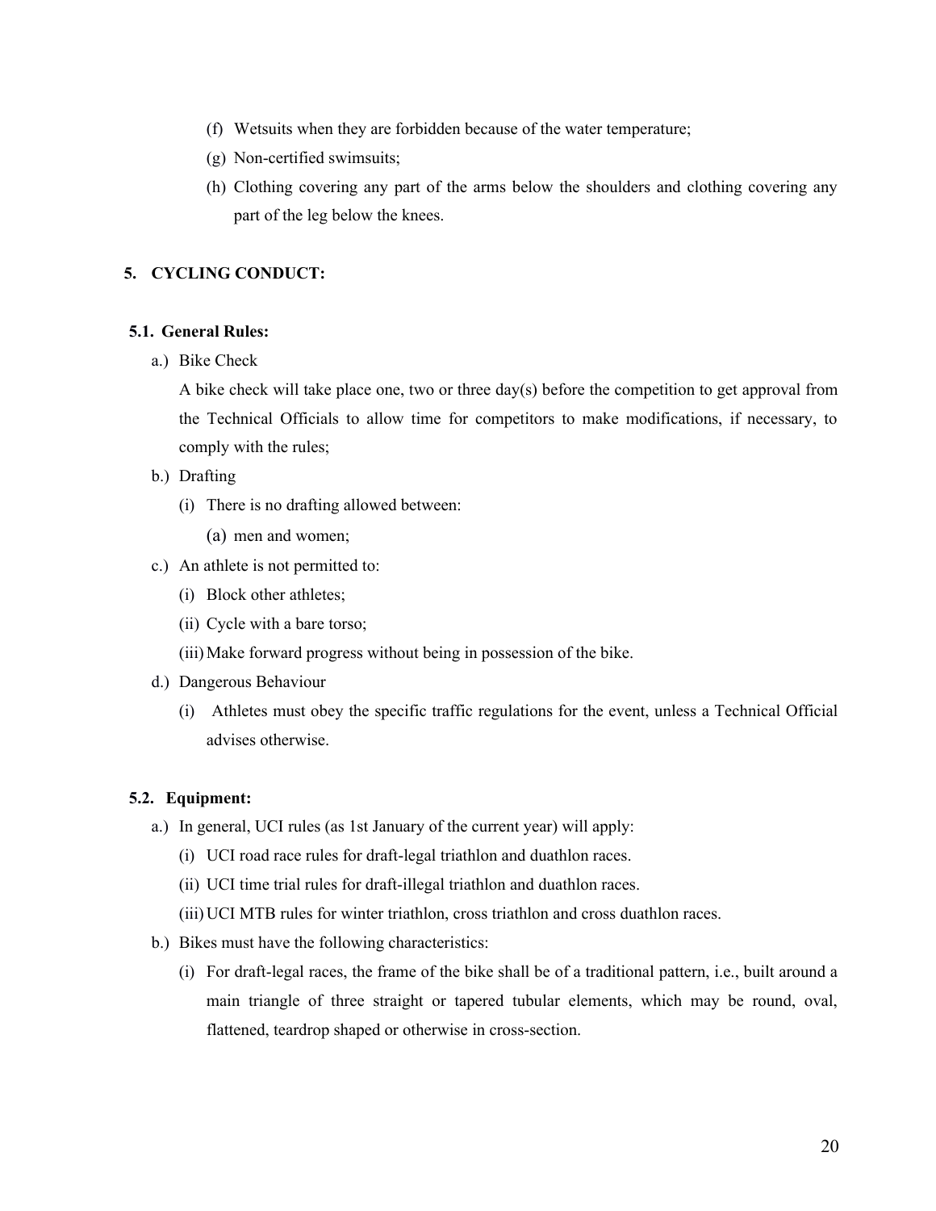(f) Wetsuits when they are forbidden because of the water temperature;

(g) Non-certified swimsuits;

(h) Clothing covering any part of the arms below the shoulders and clothing covering any part of the leg below the knees.

## 5. CYCLING CONDUCT:

### 5.1. General Rules:

a.) Bike Check

A bike check will take place one, two or three day(s) before the competition to get approval from the Technical Officials to allow time for competitors to make modifications, if necessary, to comply with the rules;

b.) Drafting

- (i) There is no drafting allowed between:
  - (a) men and women;

c.) An athlete is not permitted to:

- (i) Block other athletes;
- (ii) Cycle with a bare torso;
- (iii) Make forward progress without being in possession of the bike.

d.) Dangerous Behaviour

- (i) Athletes must obey the specific traffic regulations for the event, unless a Technical Official advises otherwise.

### 5.2. Equipment:

a.) In general, UCI rules (as 1st January of the current year) will apply:

- (i) UCI road race rules for draft-legal triathlon and duathlon races.
- (ii) UCI time trial rules for draft-illegal triathlon and duathlon races.
- (iii) UCI MTB rules for winter triathlon, cross triathlon and cross duathlon races.

b.) Bikes must have the following characteristics:

- (i) For draft-legal races, the frame of the bike shall be of a traditional pattern, i.e., built around a main triangle of three straight or tapered tubular elements, which may be round, oval, flattened, teardrop shaped or otherwise in cross-section.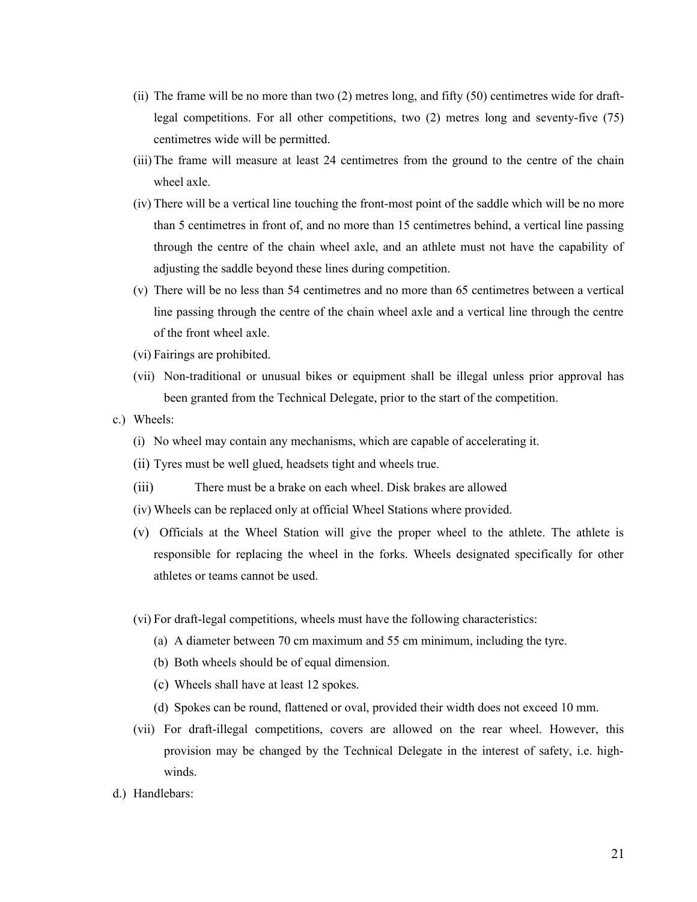- (ii) The frame will be no more than two (2) metres long, and fifty (50) centimetres wide for draft-legal competitions. For all other competitions, two (2) metres long and seventy-five (75) centimetres wide will be permitted.
- (iii) The frame will measure at least 24 centimetres from the ground to the centre of the chain wheel axle.
- (iv) There will be a vertical line touching the front-most point of the saddle which will be no more than 5 centimetres in front of, and no more than 15 centimetres behind, a vertical line passing through the centre of the chain wheel axle, and an athlete must not have the capability of adjusting the saddle beyond these lines during competition.
- (v) There will be no less than 54 centimetres and no more than 65 centimetres between a vertical line passing through the centre of the chain wheel axle and a vertical line through the centre of the front wheel axle.
- (vi) Fairings are prohibited.
- (vii) Non-traditional or unusual bikes or equipment shall be illegal unless prior approval has been granted from the Technical Delegate, prior to the start of the competition.

c.) Wheels:

- (i) No wheel may contain any mechanisms, which are capable of accelerating it.
- (ii) Tyres must be well glued, headsets tight and wheels true.
- (iii) There must be a brake on each wheel. Disk brakes are allowed
- (iv) Wheels can be replaced only at official Wheel Stations where provided.
- (v) Officials at the Wheel Station will give the proper wheel to the athlete. The athlete is responsible for replacing the wheel in the forks. Wheels designated specifically for other athletes or teams cannot be used.
- (vi) For draft-legal competitions, wheels must have the following characteristics:
  - (a) A diameter between 70 cm maximum and 55 cm minimum, including the tyre.
  - (b) Both wheels should be of equal dimension.
  - (c) Wheels shall have at least 12 spokes.
  - (d) Spokes can be round, flattened or oval, provided their width does not exceed 10 mm.
- (vii) For draft-illegal competitions, covers are allowed on the rear wheel. However, this provision may be changed by the Technical Delegate in the interest of safety, i.e. high-winds.

d.) Handlebars: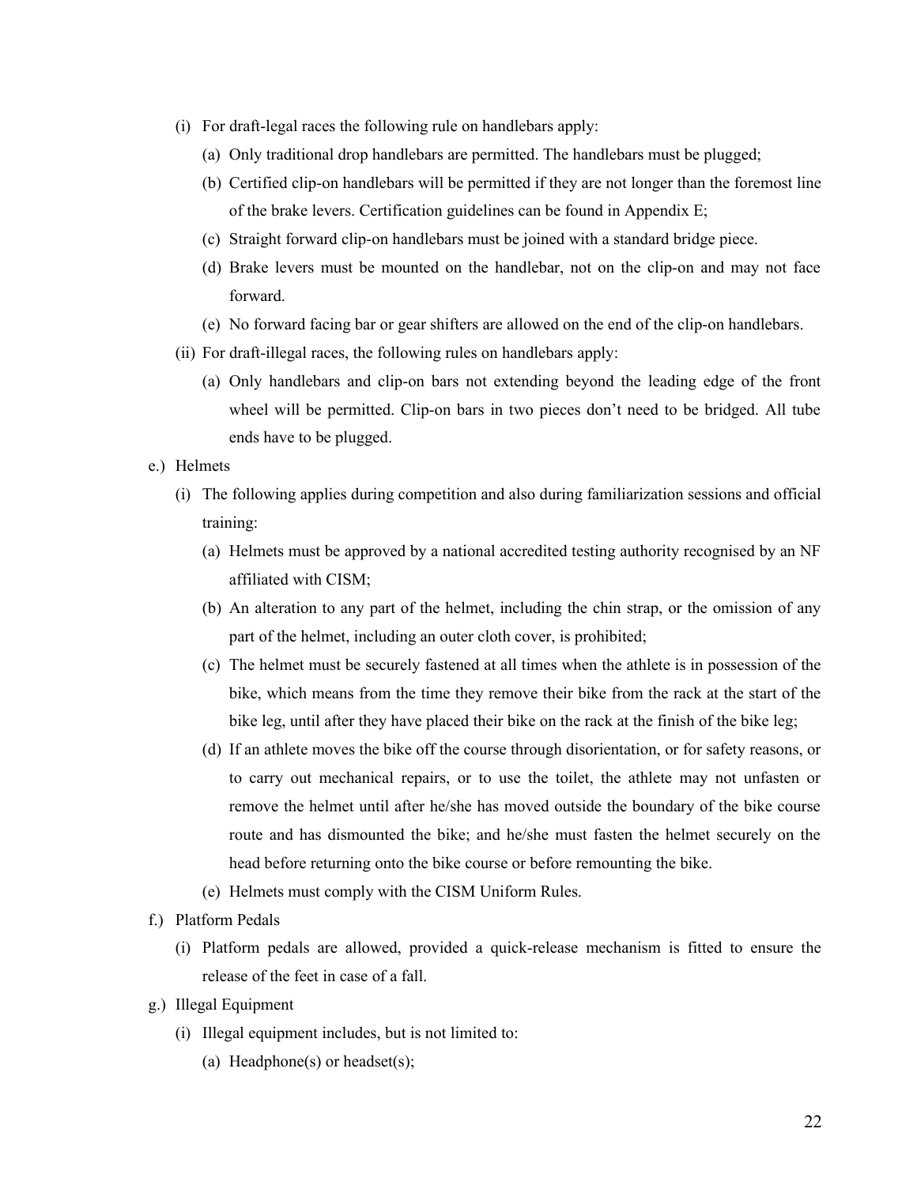- (i) For draft-legal races the following rule on handlebars apply:
  - (a) Only traditional drop handlebars are permitted. The handlebars must be plugged;
  - (b) Certified clip-on handlebars will be permitted if they are not longer than the foremost line of the brake levers. Certification guidelines can be found in Appendix E;
  - (c) Straight forward clip-on handlebars must be joined with a standard bridge piece.
  - (d) Brake levers must be mounted on the handlebar, not on the clip-on and may not face forward.
  - (e) No forward facing bar or gear shifters are allowed on the end of the clip-on handlebars.
- (ii) For draft-illegal races, the following rules on handlebars apply:
  - (a) Only handlebars and clip-on bars not extending beyond the leading edge of the front wheel will be permitted. Clip-on bars in two pieces don't need to be bridged. All tube ends have to be plugged.

e.) Helmets

- (i) The following applies during competition and also during familiarization sessions and official training:
  - (a) Helmets must be approved by a national accredited testing authority recognised by an NF affiliated with CISM;
  - (b) An alteration to any part of the helmet, including the chin strap, or the omission of any part of the helmet, including an outer cloth cover, is prohibited;
  - (c) The helmet must be securely fastened at all times when the athlete is in possession of the bike, which means from the time they remove their bike from the rack at the start of the bike leg, until after they have placed their bike on the rack at the finish of the bike leg;
  - (d) If an athlete moves the bike off the course through disorientation, or for safety reasons, or to carry out mechanical repairs, or to use the toilet, the athlete may not unfasten or remove the helmet until after he/she has moved outside the boundary of the bike course route and has dismounted the bike; and he/she must fasten the helmet securely on the head before returning onto the bike course or before remounting the bike.
  - (e) Helmets must comply with the CISM Uniform Rules.

f.) Platform Pedals

- (i) Platform pedals are allowed, provided a quick-release mechanism is fitted to ensure the release of the feet in case of a fall.

g.) Illegal Equipment

- (i) Illegal equipment includes, but is not limited to:
  - (a) Headphone(s) or headset(s);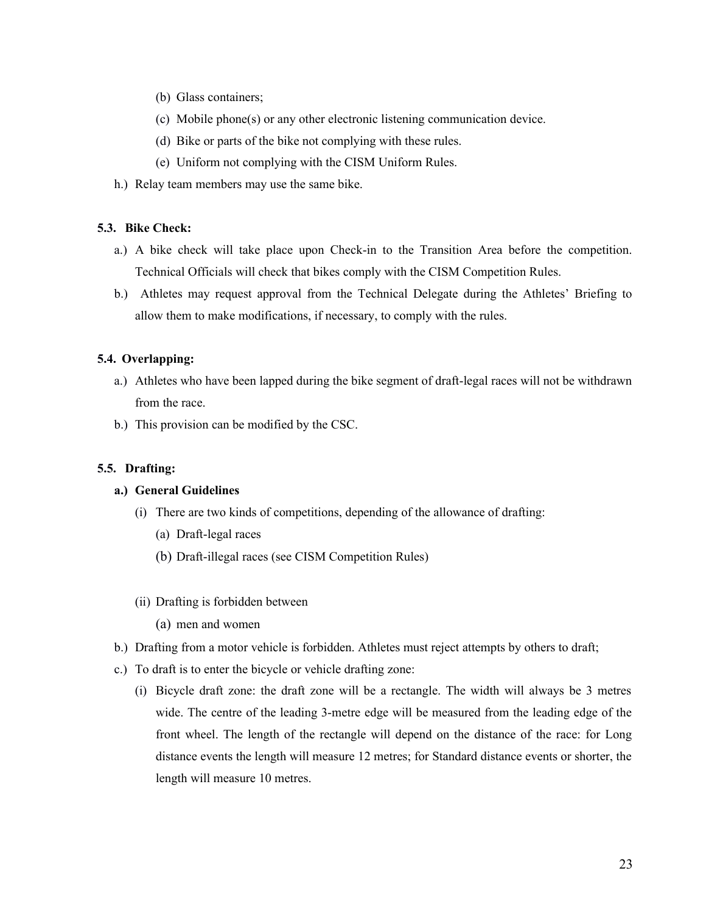(b) Glass containers;

(c) Mobile phone(s) or any other electronic listening communication device.

(d) Bike or parts of the bike not complying with these rules.

(e) Uniform not complying with the CISM Uniform Rules.

h.) Relay team members may use the same bike.

**5.3. Bike Check:**

a.) A bike check will take place upon Check-in to the Transition Area before the competition. Technical Officials will check that bikes comply with the CISM Competition Rules.

b.) Athletes may request approval from the Technical Delegate during the Athletes' Briefing to allow them to make modifications, if necessary, to comply with the rules.

**5.4. Overlapping:**

a.) Athletes who have been lapped during the bike segment of draft-legal races will not be withdrawn from the race.

b.) This provision can be modified by the CSC.

**5.5. Drafting:**

**a.) General Guidelines**

(i) There are two kinds of competitions, depending of the allowance of drafting:

(a) Draft-legal races

(b) Draft-illegal races (see CISM Competition Rules)

(ii) Drafting is forbidden between

(a) men and women

b.) Drafting from a motor vehicle is forbidden. Athletes must reject attempts by others to draft;

c.) To draft is to enter the bicycle or vehicle drafting zone:

(i) Bicycle draft zone: the draft zone will be a rectangle. The width will always be 3 metres wide. The centre of the leading 3-metre edge will be measured from the leading edge of the front wheel. The length of the rectangle will depend on the distance of the race: for Long distance events the length will measure 12 metres; for Standard distance events or shorter, the length will measure 10 metres.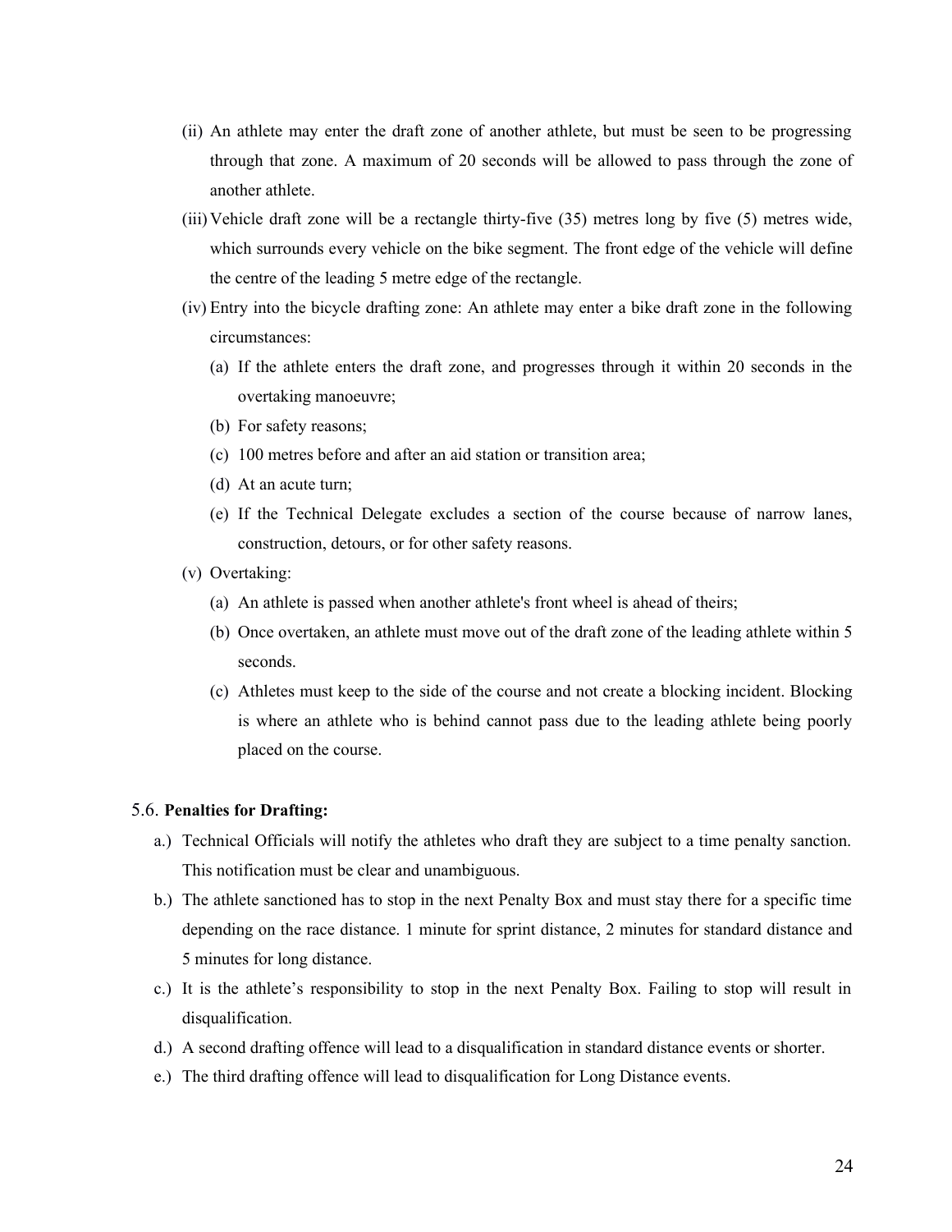(ii) An athlete may enter the draft zone of another athlete, but must be seen to be progressing through that zone. A maximum of 20 seconds will be allowed to pass through the zone of another athlete.

(iii) Vehicle draft zone will be a rectangle thirty-five (35) metres long by five (5) metres wide, which surrounds every vehicle on the bike segment. The front edge of the vehicle will define the centre of the leading 5 metre edge of the rectangle.

(iv) Entry into the bicycle drafting zone: An athlete may enter a bike draft zone in the following circumstances:

- (a) If the athlete enters the draft zone, and progresses through it within 20 seconds in the overtaking manoeuvre;
- (b) For safety reasons;
- (c) 100 metres before and after an aid station or transition area;
- (d) At an acute turn;
- (e) If the Technical Delegate excludes a section of the course because of narrow lanes, construction, detours, or for other safety reasons.

(v) Overtaking:

- (a) An athlete is passed when another athlete's front wheel is ahead of theirs;
- (b) Once overtaken, an athlete must move out of the draft zone of the leading athlete within 5 seconds.
- (c) Athletes must keep to the side of the course and not create a blocking incident. Blocking is where an athlete who is behind cannot pass due to the leading athlete being poorly placed on the course.

5.6. **Penalties for Drafting:**

- a.) Technical Officials will notify the athletes who draft they are subject to a time penalty sanction. This notification must be clear and unambiguous.
- b.) The athlete sanctioned has to stop in the next Penalty Box and must stay there for a specific time depending on the race distance. 1 minute for sprint distance, 2 minutes for standard distance and 5 minutes for long distance.
- c.) It is the athlete's responsibility to stop in the next Penalty Box. Failing to stop will result in disqualification.
- d.) A second drafting offence will lead to a disqualification in standard distance events or shorter.
- e.) The third drafting offence will lead to disqualification for Long Distance events.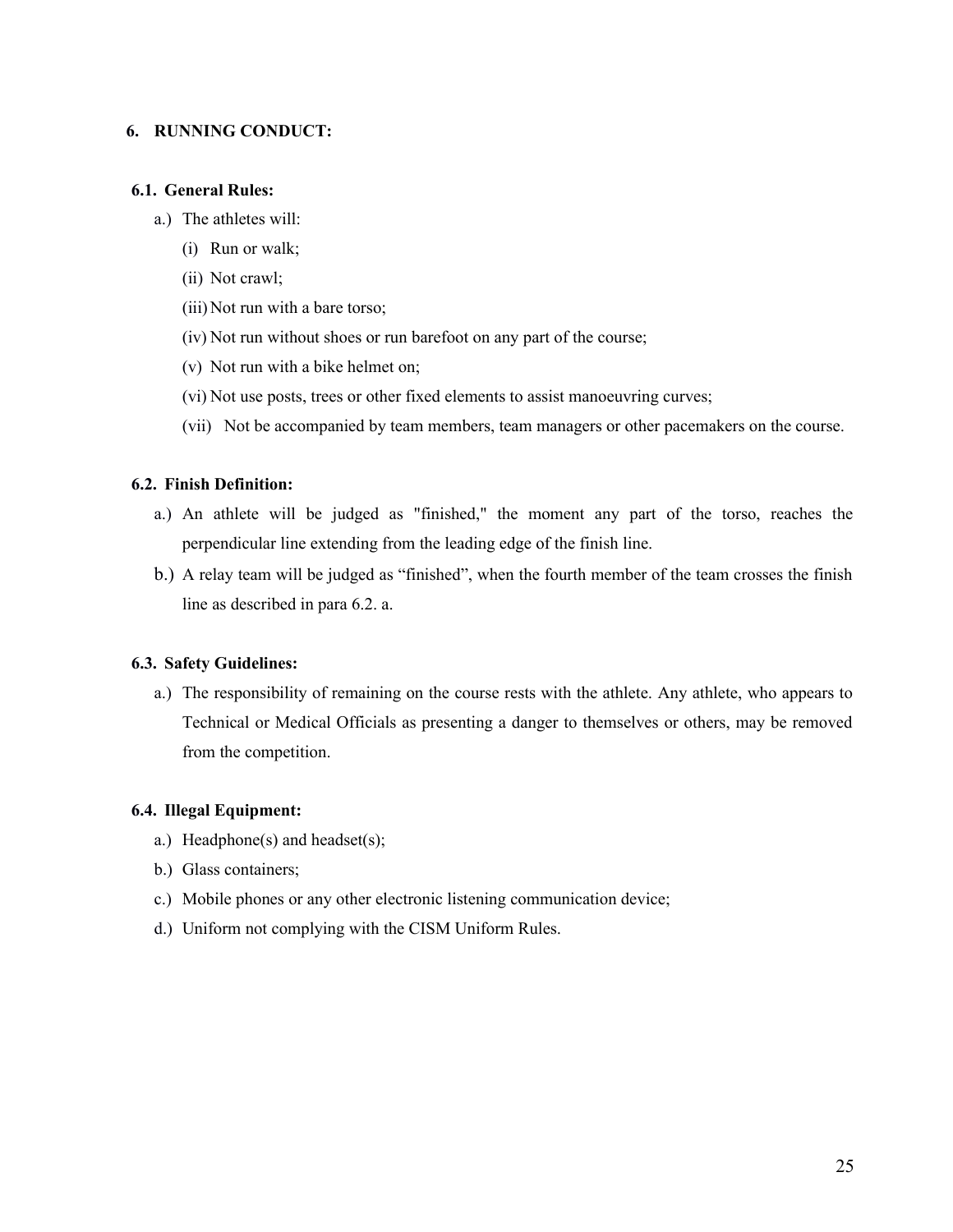## 6. RUNNING CONDUCT:

### 6.1. General Rules:

a.) The athletes will:

(i) Run or walk;

(ii) Not crawl;

(iii) Not run with a bare torso;

(iv) Not run without shoes or run barefoot on any part of the course;

(v) Not run with a bike helmet on;

(vi) Not use posts, trees or other fixed elements to assist manoeuvring curves;

(vii) Not be accompanied by team members, team managers or other pacemakers on the course.

### 6.2. Finish Definition:

a.) An athlete will be judged as "finished," the moment any part of the torso, reaches the perpendicular line extending from the leading edge of the finish line.

b.) A relay team will be judged as "finished", when the fourth member of the team crosses the finish line as described in para 6.2. a.

### 6.3. Safety Guidelines:

a.) The responsibility of remaining on the course rests with the athlete. Any athlete, who appears to Technical or Medical Officials as presenting a danger to themselves or others, may be removed from the competition.

### 6.4. Illegal Equipment:

a.) Headphone(s) and headset(s);

b.) Glass containers;

c.) Mobile phones or any other electronic listening communication device;

d.) Uniform not complying with the CISM Uniform Rules.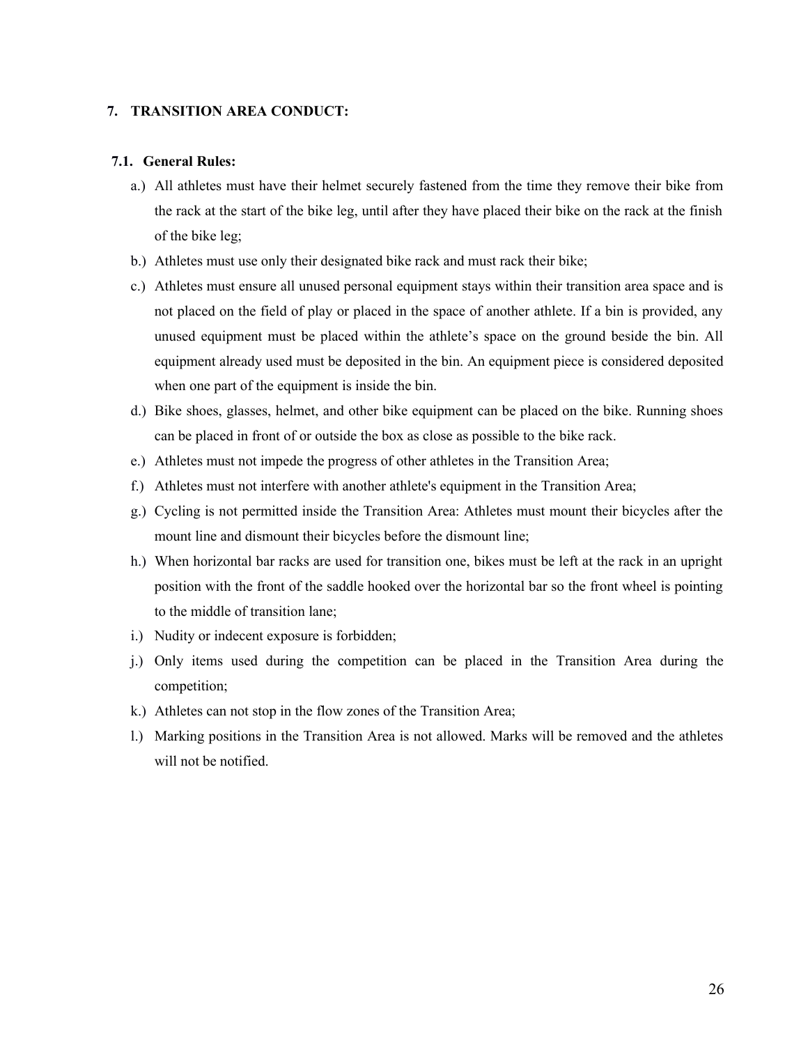## 7. TRANSITION AREA CONDUCT:

### 7.1. General Rules:

a.) All athletes must have their helmet securely fastened from the time they remove their bike from the rack at the start of the bike leg, until after they have placed their bike on the rack at the finish of the bike leg;

b.) Athletes must use only their designated bike rack and must rack their bike;

c.) Athletes must ensure all unused personal equipment stays within their transition area space and is not placed on the field of play or placed in the space of another athlete. If a bin is provided, any unused equipment must be placed within the athlete's space on the ground beside the bin. All equipment already used must be deposited in the bin. An equipment piece is considered deposited when one part of the equipment is inside the bin.

d.) Bike shoes, glasses, helmet, and other bike equipment can be placed on the bike. Running shoes can be placed in front of or outside the box as close as possible to the bike rack.

e.) Athletes must not impede the progress of other athletes in the Transition Area;

f.) Athletes must not interfere with another athlete's equipment in the Transition Area;

g.) Cycling is not permitted inside the Transition Area: Athletes must mount their bicycles after the mount line and dismount their bicycles before the dismount line;

h.) When horizontal bar racks are used for transition one, bikes must be left at the rack in an upright position with the front of the saddle hooked over the horizontal bar so the front wheel is pointing to the middle of transition lane;

i.) Nudity or indecent exposure is forbidden;

j.) Only items used during the competition can be placed in the Transition Area during the competition;

k.) Athletes can not stop in the flow zones of the Transition Area;

l.) Marking positions in the Transition Area is not allowed. Marks will be removed and the athletes will not be notified.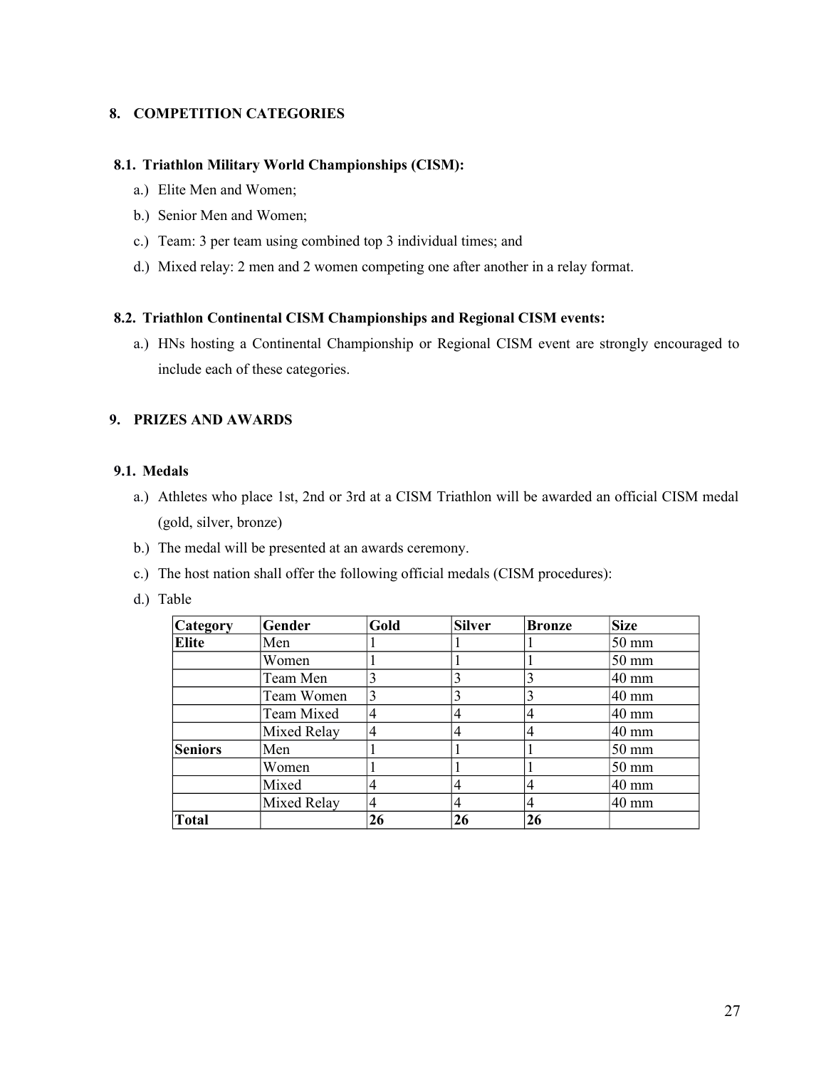## 8. COMPETITION CATEGORIES

### 8.1. Triathlon Military World Championships (CISM):

a.) Elite Men and Women;

b.) Senior Men and Women;

c.) Team: 3 per team using combined top 3 individual times; and

d.) Mixed relay: 2 men and 2 women competing one after another in a relay format.

### 8.2. Triathlon Continental CISM Championships and Regional CISM events:

a.) HNs hosting a Continental Championship or Regional CISM event are strongly encouraged to include each of these categories.

## 9. PRIZES AND AWARDS

### 9.1. Medals

a.) Athletes who place 1st, 2nd or 3rd at a CISM Triathlon will be awarded an official CISM medal (gold, silver, bronze)

b.) The medal will be presented at an awards ceremony.

c.) The host nation shall offer the following official medals (CISM procedures):

d.) Table

| Category | Gender | Gold | Silver | Bronze | Size |
|---|---|---|---|---|---|
| **Elite** | Men | 1 | 1 | 1 | 50 mm |
| | Women | 1 | 1 | 1 | 50 mm |
| | Team Men | 3 | 3 | 3 | 40 mm |
| | Team Women | 3 | 3 | 3 | 40 mm |
| | Team Mixed | 4 | 4 | 4 | 40 mm |
| | Mixed Relay | 4 | 4 | 4 | 40 mm |
| **Seniors** | Men | 1 | 1 | 1 | 50 mm |
| | Women | 1 | 1 | 1 | 50 mm |
| | Mixed | 4 | 4 | 4 | 40 mm |
| | Mixed Relay | 4 | 4 | 4 | 40 mm |
| **Total** | | **26** | **26** | **26** | |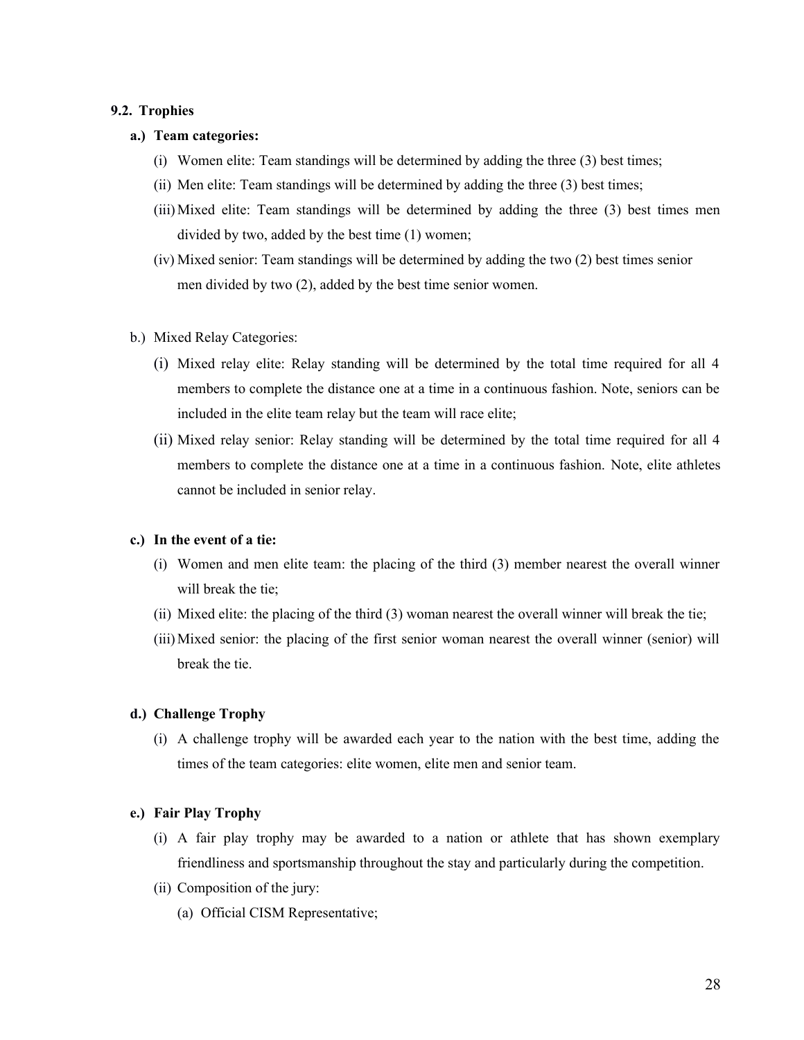### 9.2. Trophies

**a.) Team categories:**

- (i) Women elite: Team standings will be determined by adding the three (3) best times;
- (ii) Men elite: Team standings will be determined by adding the three (3) best times;
- (iii) Mixed elite: Team standings will be determined by adding the three (3) best times men divided by two, added by the best time (1) women;
- (iv) Mixed senior: Team standings will be determined by adding the two (2) best times senior men divided by two (2), added by the best time senior women.

b.) Mixed Relay Categories:

- (i) Mixed relay elite: Relay standing will be determined by the total time required for all 4 members to complete the distance one at a time in a continuous fashion. Note, seniors can be included in the elite team relay but the team will race elite;
- (ii) Mixed relay senior: Relay standing will be determined by the total time required for all 4 members to complete the distance one at a time in a continuous fashion. Note, elite athletes cannot be included in senior relay.

**c.) In the event of a tie:**

- (i) Women and men elite team: the placing of the third (3) member nearest the overall winner will break the tie;
- (ii) Mixed elite: the placing of the third (3) woman nearest the overall winner will break the tie;
- (iii) Mixed senior: the placing of the first senior woman nearest the overall winner (senior) will break the tie.

**d.) Challenge Trophy**

- (i) A challenge trophy will be awarded each year to the nation with the best time, adding the times of the team categories: elite women, elite men and senior team.

**e.) Fair Play Trophy**

- (i) A fair play trophy may be awarded to a nation or athlete that has shown exemplary friendliness and sportsmanship throughout the stay and particularly during the competition.
- (ii) Composition of the jury:
  - (a) Official CISM Representative;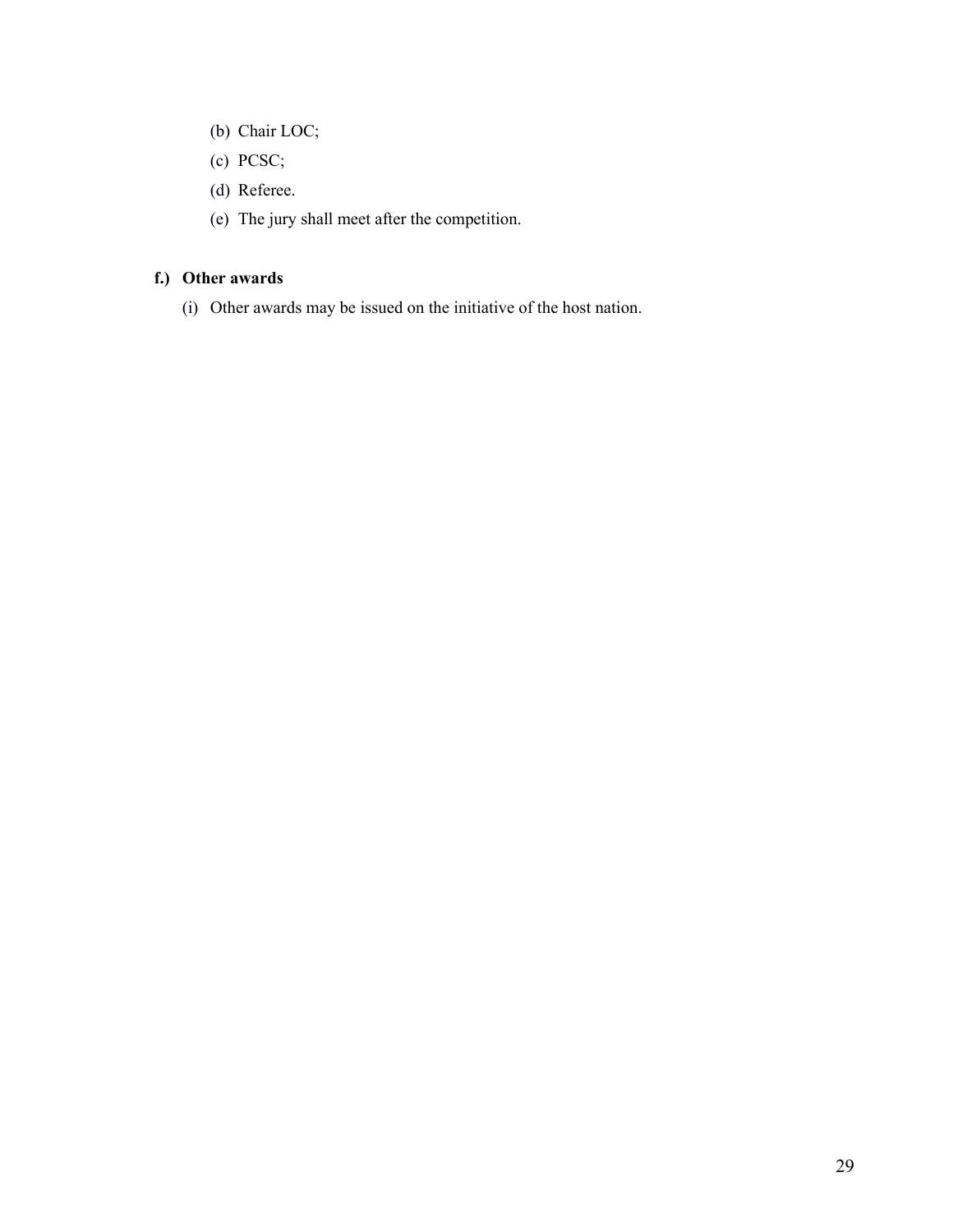(b) Chair LOC;

(c) PCSC;

(d) Referee.

(e) The jury shall meet after the competition.

**f.) Other awards**

(i) Other awards may be issued on the initiative of the host nation.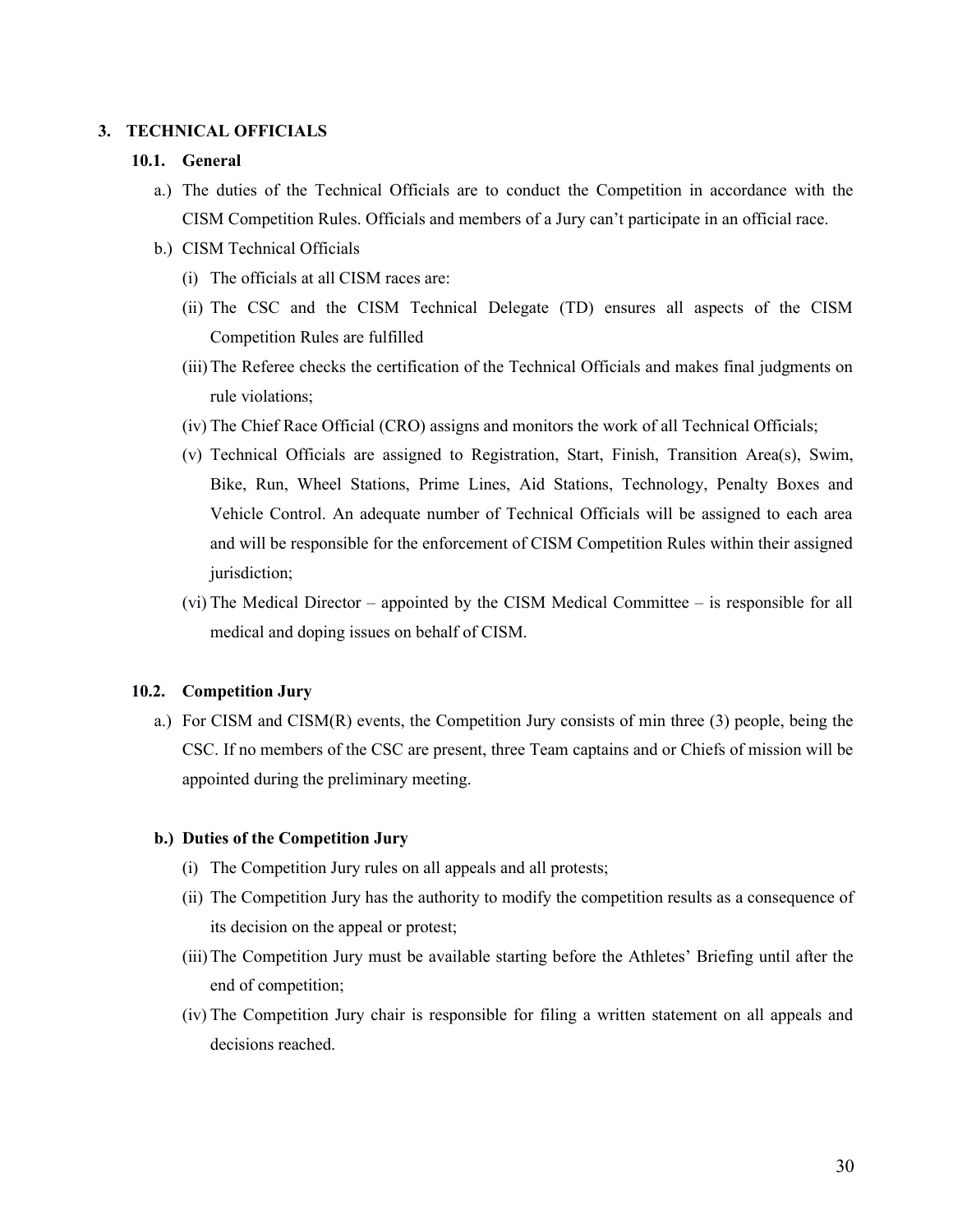## 3. TECHNICAL OFFICIALS

### 10.1. General

a.) The duties of the Technical Officials are to conduct the Competition in accordance with the CISM Competition Rules. Officials and members of a Jury can't participate in an official race.

b.) CISM Technical Officials

(i) The officials at all CISM races are:

(ii) The CSC and the CISM Technical Delegate (TD) ensures all aspects of the CISM Competition Rules are fulfilled

(iii) The Referee checks the certification of the Technical Officials and makes final judgments on rule violations;

(iv) The Chief Race Official (CRO) assigns and monitors the work of all Technical Officials;

(v) Technical Officials are assigned to Registration, Start, Finish, Transition Area(s), Swim, Bike, Run, Wheel Stations, Prime Lines, Aid Stations, Technology, Penalty Boxes and Vehicle Control. An adequate number of Technical Officials will be assigned to each area and will be responsible for the enforcement of CISM Competition Rules within their assigned jurisdiction;

(vi) The Medical Director – appointed by the CISM Medical Committee – is responsible for all medical and doping issues on behalf of CISM.

### 10.2. Competition Jury

a.) For CISM and CISM(R) events, the Competition Jury consists of min three (3) people, being the CSC. If no members of the CSC are present, three Team captains and or Chiefs of mission will be appointed during the preliminary meeting.

**b.) Duties of the Competition Jury**

(i) The Competition Jury rules on all appeals and all protests;

(ii) The Competition Jury has the authority to modify the competition results as a consequence of its decision on the appeal or protest;

(iii) The Competition Jury must be available starting before the Athletes' Briefing until after the end of competition;

(iv) The Competition Jury chair is responsible for filing a written statement on all appeals and decisions reached.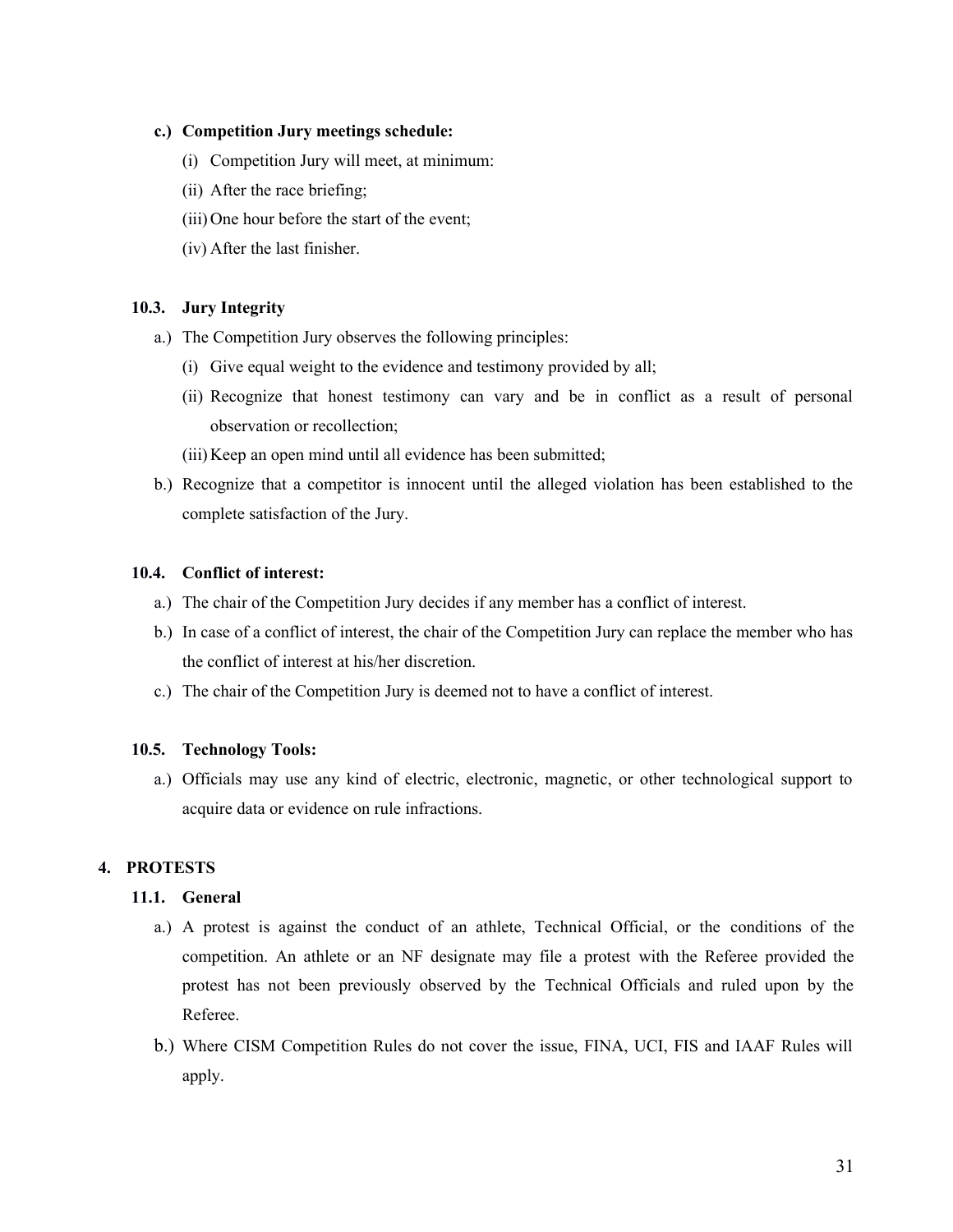**c.) Competition Jury meetings schedule:**

(i) Competition Jury will meet, at minimum:

(ii) After the race briefing;

(iii) One hour before the start of the event;

(iv) After the last finisher.

### 10.3. Jury Integrity

a.) The Competition Jury observes the following principles:

(i) Give equal weight to the evidence and testimony provided by all;

(ii) Recognize that honest testimony can vary and be in conflict as a result of personal observation or recollection;

(iii) Keep an open mind until all evidence has been submitted;

b.) Recognize that a competitor is innocent until the alleged violation has been established to the complete satisfaction of the Jury.

### 10.4. Conflict of interest:

a.) The chair of the Competition Jury decides if any member has a conflict of interest.

b.) In case of a conflict of interest, the chair of the Competition Jury can replace the member who has the conflict of interest at his/her discretion.

c.) The chair of the Competition Jury is deemed not to have a conflict of interest.

### 10.5. Technology Tools:

a.) Officials may use any kind of electric, electronic, magnetic, or other technological support to acquire data or evidence on rule infractions.

## 4. PROTESTS

### 11.1. General

a.) A protest is against the conduct of an athlete, Technical Official, or the conditions of the competition. An athlete or an NF designate may file a protest with the Referee provided the protest has not been previously observed by the Technical Officials and ruled upon by the Referee.

b.) Where CISM Competition Rules do not cover the issue, FINA, UCI, FIS and IAAF Rules will apply.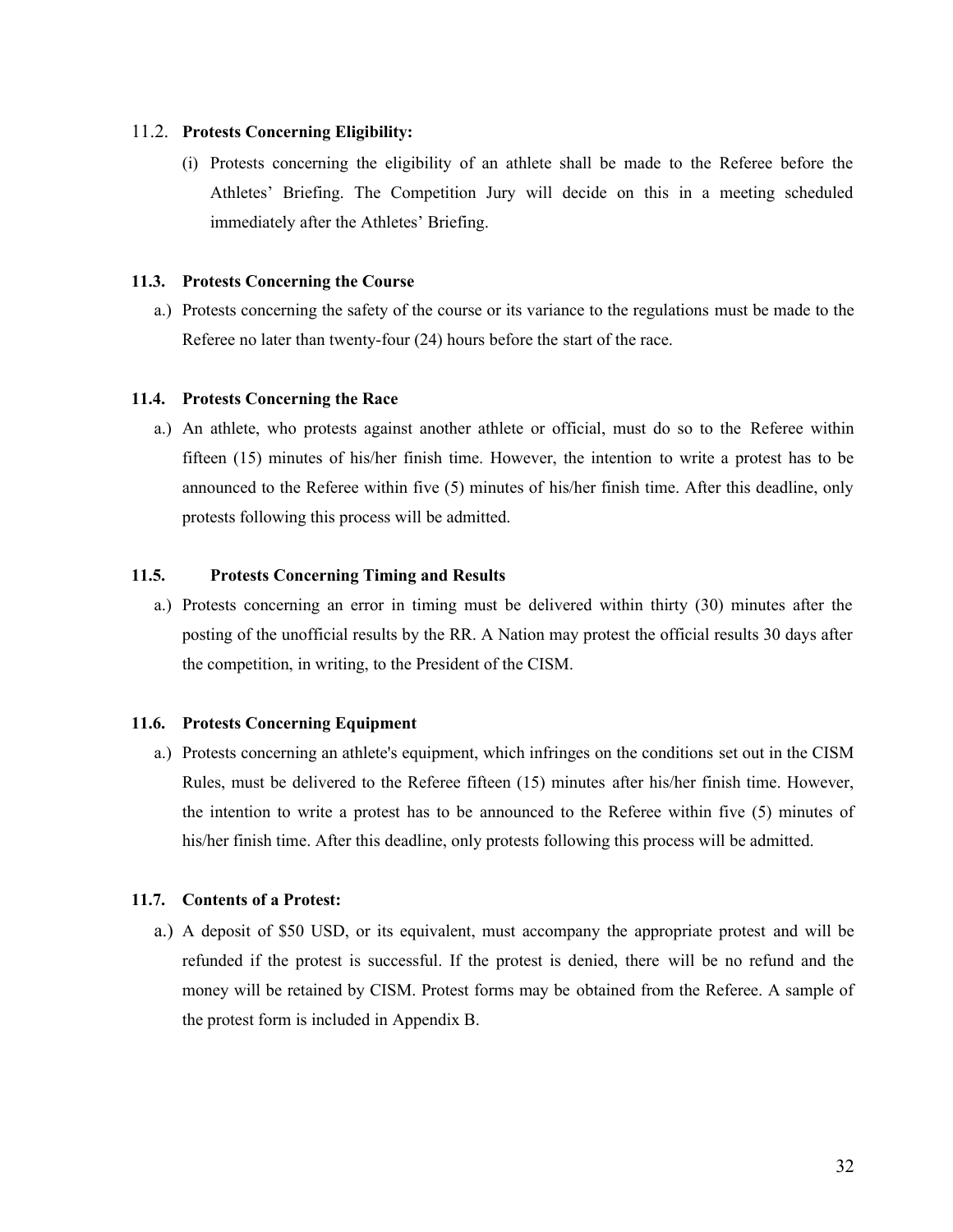### 11.2. Protests Concerning Eligibility:

(i) Protests concerning the eligibility of an athlete shall be made to the Referee before the Athletes' Briefing. The Competition Jury will decide on this in a meeting scheduled immediately after the Athletes' Briefing.

### 11.3. Protests Concerning the Course

a.) Protests concerning the safety of the course or its variance to the regulations must be made to the Referee no later than twenty-four (24) hours before the start of the race.

### 11.4. Protests Concerning the Race

a.) An athlete, who protests against another athlete or official, must do so to the Referee within fifteen (15) minutes of his/her finish time. However, the intention to write a protest has to be announced to the Referee within five (5) minutes of his/her finish time. After this deadline, only protests following this process will be admitted.

### 11.5. Protests Concerning Timing and Results

a.) Protests concerning an error in timing must be delivered within thirty (30) minutes after the posting of the unofficial results by the RR. A Nation may protest the official results 30 days after the competition, in writing, to the President of the CISM.

### 11.6. Protests Concerning Equipment

a.) Protests concerning an athlete's equipment, which infringes on the conditions set out in the CISM Rules, must be delivered to the Referee fifteen (15) minutes after his/her finish time. However, the intention to write a protest has to be announced to the Referee within five (5) minutes of his/her finish time. After this deadline, only protests following this process will be admitted.

### 11.7. Contents of a Protest:

a.) A deposit of $50 USD, or its equivalent, must accompany the appropriate protest and will be refunded if the protest is successful. If the protest is denied, there will be no refund and the money will be retained by CISM. Protest forms may be obtained from the Referee. A sample of the protest form is included in Appendix B.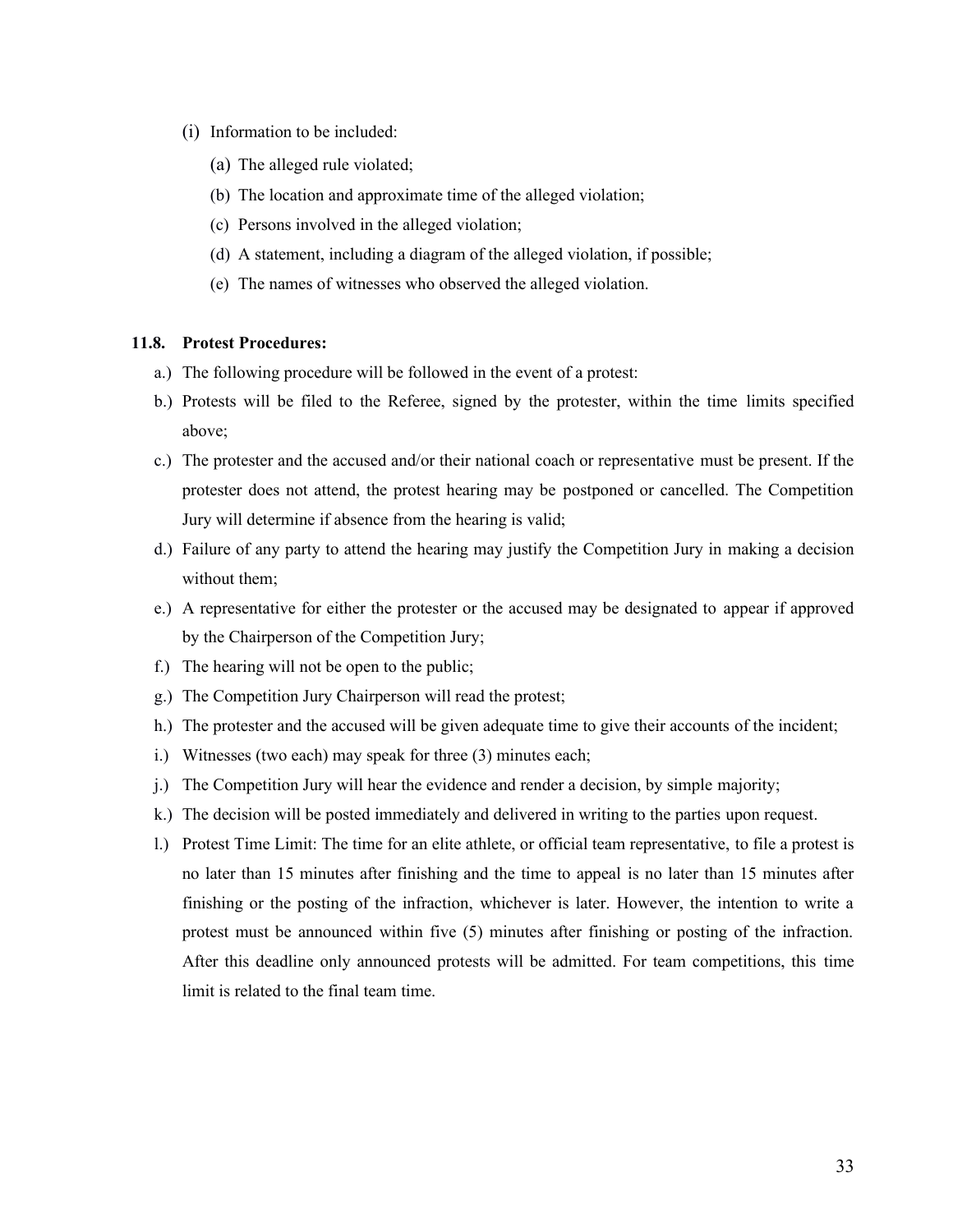(i) Information to be included:

  (a) The alleged rule violated;

  (b) The location and approximate time of the alleged violation;

  (c) Persons involved in the alleged violation;

  (d) A statement, including a diagram of the alleged violation, if possible;

  (e) The names of witnesses who observed the alleged violation.

### 11.8. Protest Procedures:

a.) The following procedure will be followed in the event of a protest:

b.) Protests will be filed to the Referee, signed by the protester, within the time limits specified above;

c.) The protester and the accused and/or their national coach or representative must be present. If the protester does not attend, the protest hearing may be postponed or cancelled. The Competition Jury will determine if absence from the hearing is valid;

d.) Failure of any party to attend the hearing may justify the Competition Jury in making a decision without them;

e.) A representative for either the protester or the accused may be designated to appear if approved by the Chairperson of the Competition Jury;

f.) The hearing will not be open to the public;

g.) The Competition Jury Chairperson will read the protest;

h.) The protester and the accused will be given adequate time to give their accounts of the incident;

i.) Witnesses (two each) may speak for three (3) minutes each;

j.) The Competition Jury will hear the evidence and render a decision, by simple majority;

k.) The decision will be posted immediately and delivered in writing to the parties upon request.

l.) Protest Time Limit: The time for an elite athlete, or official team representative, to file a protest is no later than 15 minutes after finishing and the time to appeal is no later than 15 minutes after finishing or the posting of the infraction, whichever is later. However, the intention to write a protest must be announced within five (5) minutes after finishing or posting of the infraction. After this deadline only announced protests will be admitted. For team competitions, this time limit is related to the final team time.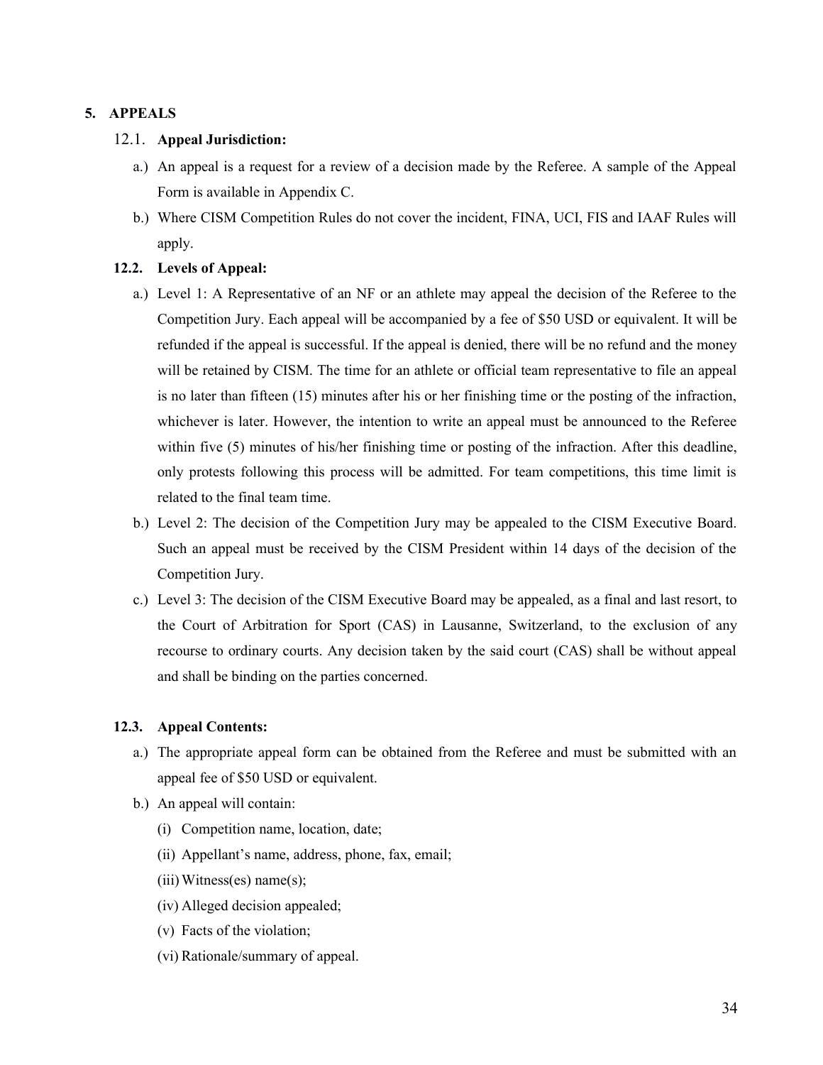## 5. APPEALS

### 12.1. Appeal Jurisdiction:

a.) An appeal is a request for a review of a decision made by the Referee. A sample of the Appeal Form is available in Appendix C.

b.) Where CISM Competition Rules do not cover the incident, FINA, UCI, FIS and IAAF Rules will apply.

### 12.2. Levels of Appeal:

a.) Level 1: A Representative of an NF or an athlete may appeal the decision of the Referee to the Competition Jury. Each appeal will be accompanied by a fee of $50 USD or equivalent. It will be refunded if the appeal is successful. If the appeal is denied, there will be no refund and the money will be retained by CISM. The time for an athlete or official team representative to file an appeal is no later than fifteen (15) minutes after his or her finishing time or the posting of the infraction, whichever is later. However, the intention to write an appeal must be announced to the Referee within five (5) minutes of his/her finishing time or posting of the infraction. After this deadline, only protests following this process will be admitted. For team competitions, this time limit is related to the final team time.

b.) Level 2: The decision of the Competition Jury may be appealed to the CISM Executive Board. Such an appeal must be received by the CISM President within 14 days of the decision of the Competition Jury.

c.) Level 3: The decision of the CISM Executive Board may be appealed, as a final and last resort, to the Court of Arbitration for Sport (CAS) in Lausanne, Switzerland, to the exclusion of any recourse to ordinary courts. Any decision taken by the said court (CAS) shall be without appeal and shall be binding on the parties concerned.

### 12.3. Appeal Contents:

a.) The appropriate appeal form can be obtained from the Referee and must be submitted with an appeal fee of $50 USD or equivalent.

b.) An appeal will contain:

(i) Competition name, location, date;

(ii) Appellant's name, address, phone, fax, email;

(iii) Witness(es) name(s);

(iv) Alleged decision appealed;

(v) Facts of the violation;

(vi) Rationale/summary of appeal.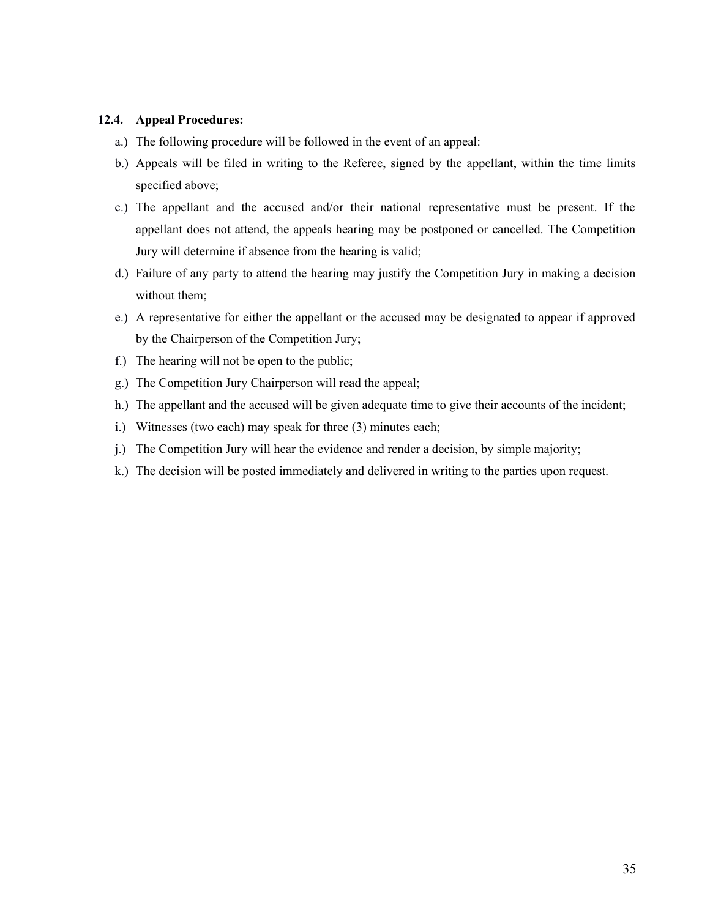### 12.4. Appeal Procedures:

a.) The following procedure will be followed in the event of an appeal:

b.) Appeals will be filed in writing to the Referee, signed by the appellant, within the time limits specified above;

c.) The appellant and the accused and/or their national representative must be present. If the appellant does not attend, the appeals hearing may be postponed or cancelled. The Competition Jury will determine if absence from the hearing is valid;

d.) Failure of any party to attend the hearing may justify the Competition Jury in making a decision without them;

e.) A representative for either the appellant or the accused may be designated to appear if approved by the Chairperson of the Competition Jury;

f.) The hearing will not be open to the public;

g.) The Competition Jury Chairperson will read the appeal;

h.) The appellant and the accused will be given adequate time to give their accounts of the incident;

i.) Witnesses (two each) may speak for three (3) minutes each;

j.) The Competition Jury will hear the evidence and render a decision, by simple majority;

k.) The decision will be posted immediately and delivered in writing to the parties upon request.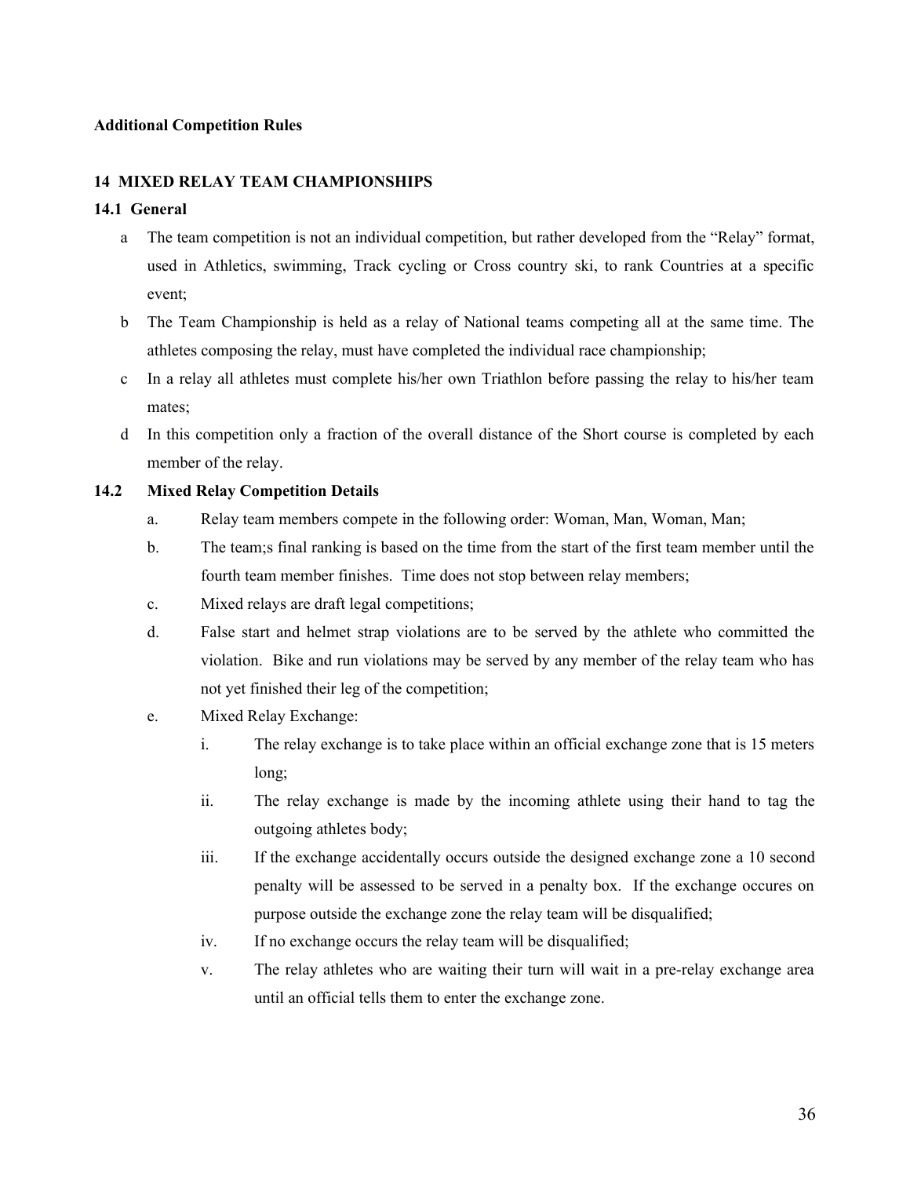**Additional Competition Rules**

## 14 MIXED RELAY TEAM CHAMPIONSHIPS

### 14.1 General

a The team competition is not an individual competition, but rather developed from the "Relay" format, used in Athletics, swimming, Track cycling or Cross country ski, to rank Countries at a specific event;

b The Team Championship is held as a relay of National teams competing all at the same time. The athletes composing the relay, must have completed the individual race championship;

c In a relay all athletes must complete his/her own Triathlon before passing the relay to his/her team mates;

d In this competition only a fraction of the overall distance of the Short course is completed by each member of the relay.

### 14.2 Mixed Relay Competition Details

a. Relay team members compete in the following order: Woman, Man, Woman, Man;

b. The team;s final ranking is based on the time from the start of the first team member until the fourth team member finishes. Time does not stop between relay members;

c. Mixed relays are draft legal competitions;

d. False start and helmet strap violations are to be served by the athlete who committed the violation. Bike and run violations may be served by any member of the relay team who has not yet finished their leg of the competition;

e. Mixed Relay Exchange:

   i. The relay exchange is to take place within an official exchange zone that is 15 meters long;

   ii. The relay exchange is made by the incoming athlete using their hand to tag the outgoing athletes body;

   iii. If the exchange accidentally occurs outside the designed exchange zone a 10 second penalty will be assessed to be served in a penalty box. If the exchange occures on purpose outside the exchange zone the relay team will be disqualified;

   iv. If no exchange occurs the relay team will be disqualified;

   v. The relay athletes who are waiting their turn will wait in a pre-relay exchange area until an official tells them to enter the exchange zone.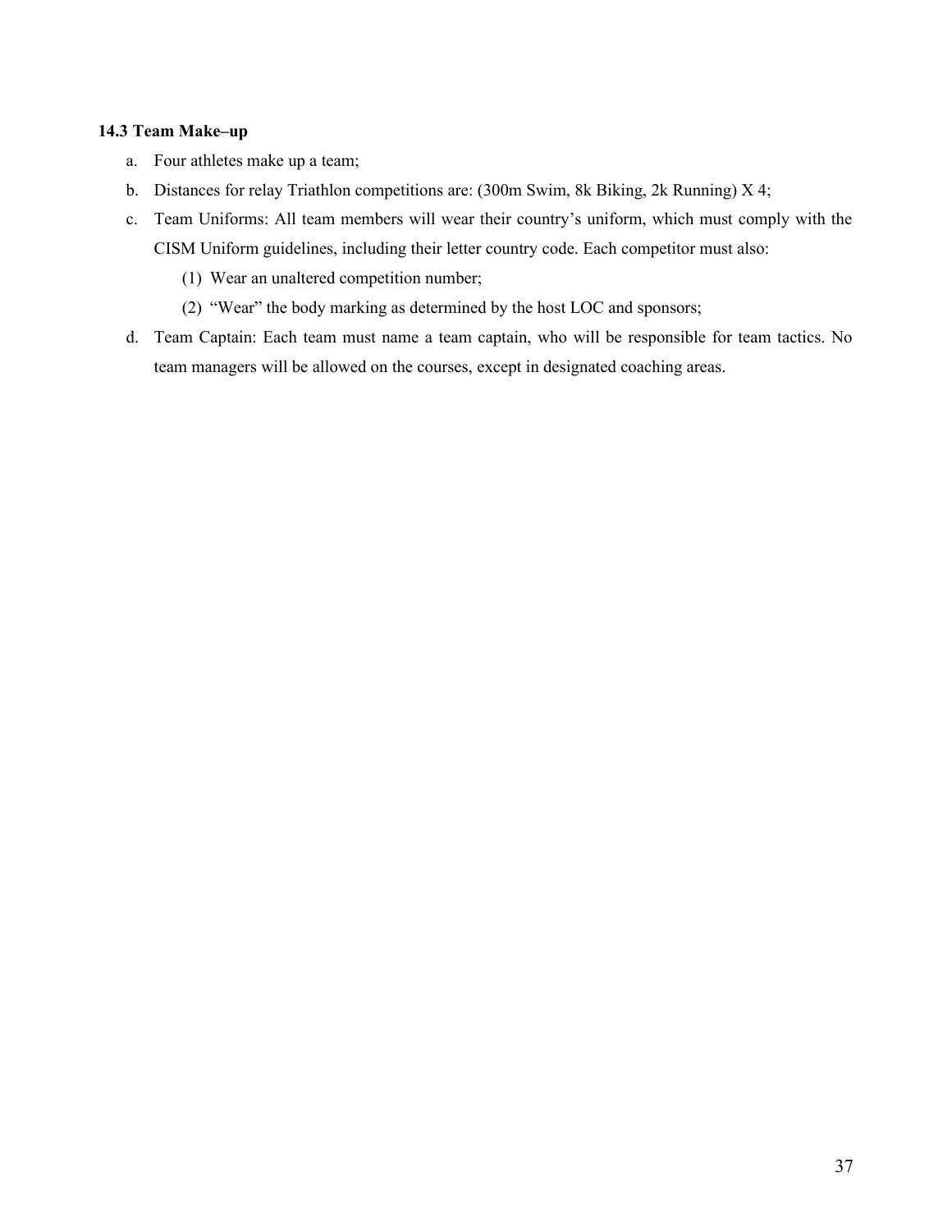### 14.3 Team Make–up

a. Four athletes make up a team;

b. Distances for relay Triathlon competitions are: (300m Swim, 8k Biking, 2k Running) X 4;

c. Team Uniforms: All team members will wear their country's uniform, which must comply with the CISM Uniform guidelines, including their letter country code. Each competitor must also:

   (1) Wear an unaltered competition number;

   (2) "Wear" the body marking as determined by the host LOC and sponsors;

d. Team Captain: Each team must name a team captain, who will be responsible for team tactics. No team managers will be allowed on the courses, except in designated coaching areas.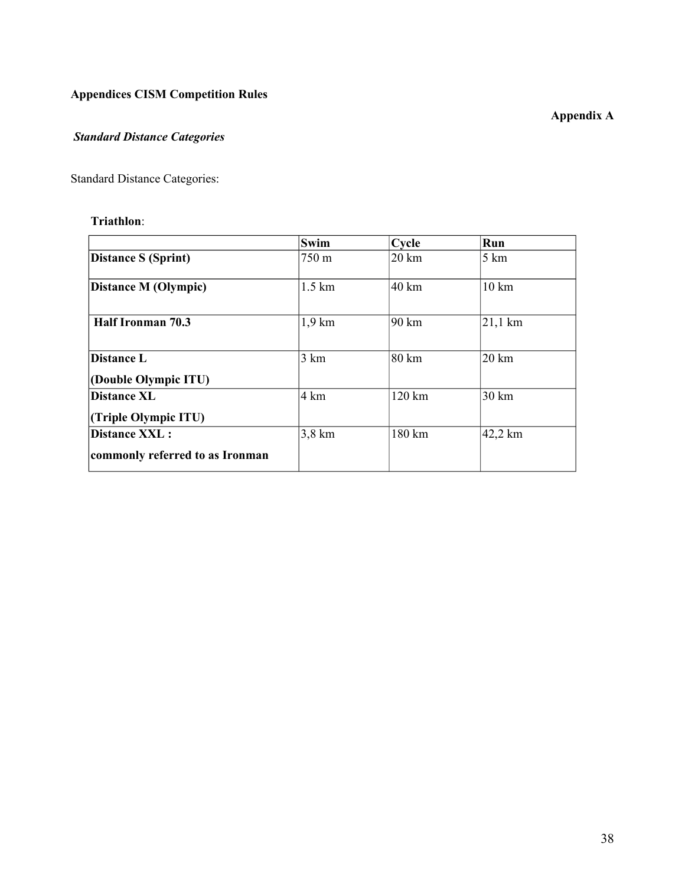**Appendices CISM Competition Rules**

**Appendix A**

***Standard Distance Categories***

Standard Distance Categories:

**Triathlon**:

| | **Swim** | **Cycle** | **Run** |
|---|---|---|---|
| **Distance S (Sprint)** | 750 m | 20 km | 5 km |
| **Distance M (Olympic)** | 1.5 km | 40 km | 10 km |
| **Half Ironman 70.3** | 1,9 km | 90 km | 21,1 km |
| **Distance L (Double Olympic ITU)** | 3 km | 80 km | 20 km |
| **Distance XL (Triple Olympic ITU)** | 4 km | 120 km | 30 km |
| **Distance XXL : commonly referred to as Ironman** | 3,8 km | 180 km | 42,2 km |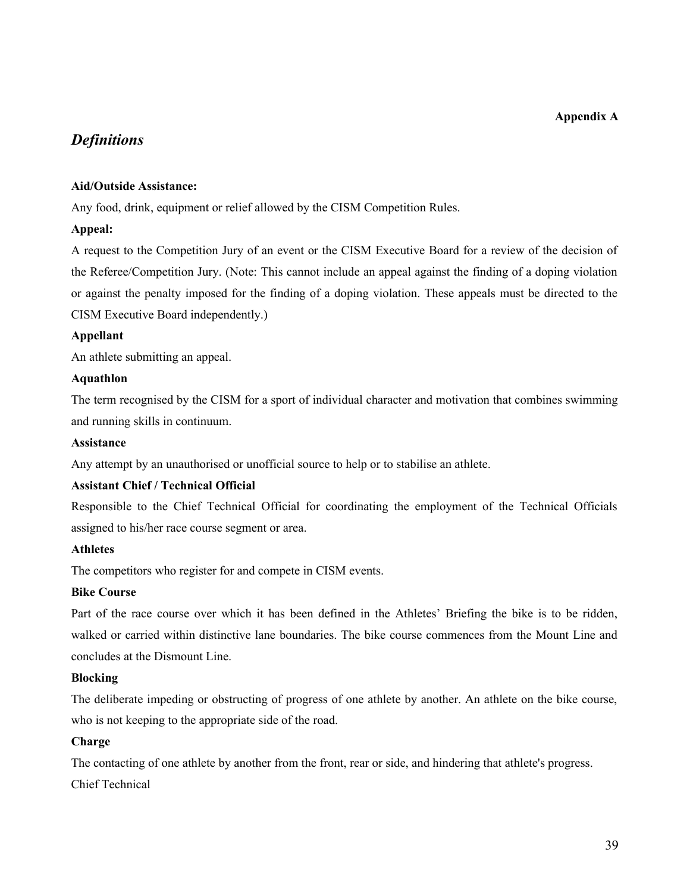**Appendix A**

## *Definitions*

**Aid/Outside Assistance:**

Any food, drink, equipment or relief allowed by the CISM Competition Rules.

**Appeal:**

A request to the Competition Jury of an event or the CISM Executive Board for a review of the decision of the Referee/Competition Jury. (Note: This cannot include an appeal against the finding of a doping violation or against the penalty imposed for the finding of a doping violation. These appeals must be directed to the CISM Executive Board independently.)

**Appellant**

An athlete submitting an appeal.

**Aquathlon**

The term recognised by the CISM for a sport of individual character and motivation that combines swimming and running skills in continuum.

**Assistance**

Any attempt by an unauthorised or unofficial source to help or to stabilise an athlete.

**Assistant Chief / Technical Official**

Responsible to the Chief Technical Official for coordinating the employment of the Technical Officials assigned to his/her race course segment or area.

**Athletes**

The competitors who register for and compete in CISM events.

**Bike Course**

Part of the race course over which it has been defined in the Athletes' Briefing the bike is to be ridden, walked or carried within distinctive lane boundaries. The bike course commences from the Mount Line and concludes at the Dismount Line.

**Blocking**

The deliberate impeding or obstructing of progress of one athlete by another. An athlete on the bike course, who is not keeping to the appropriate side of the road.

**Charge**

The contacting of one athlete by another from the front, rear or side, and hindering that athlete's progress.

Chief Technical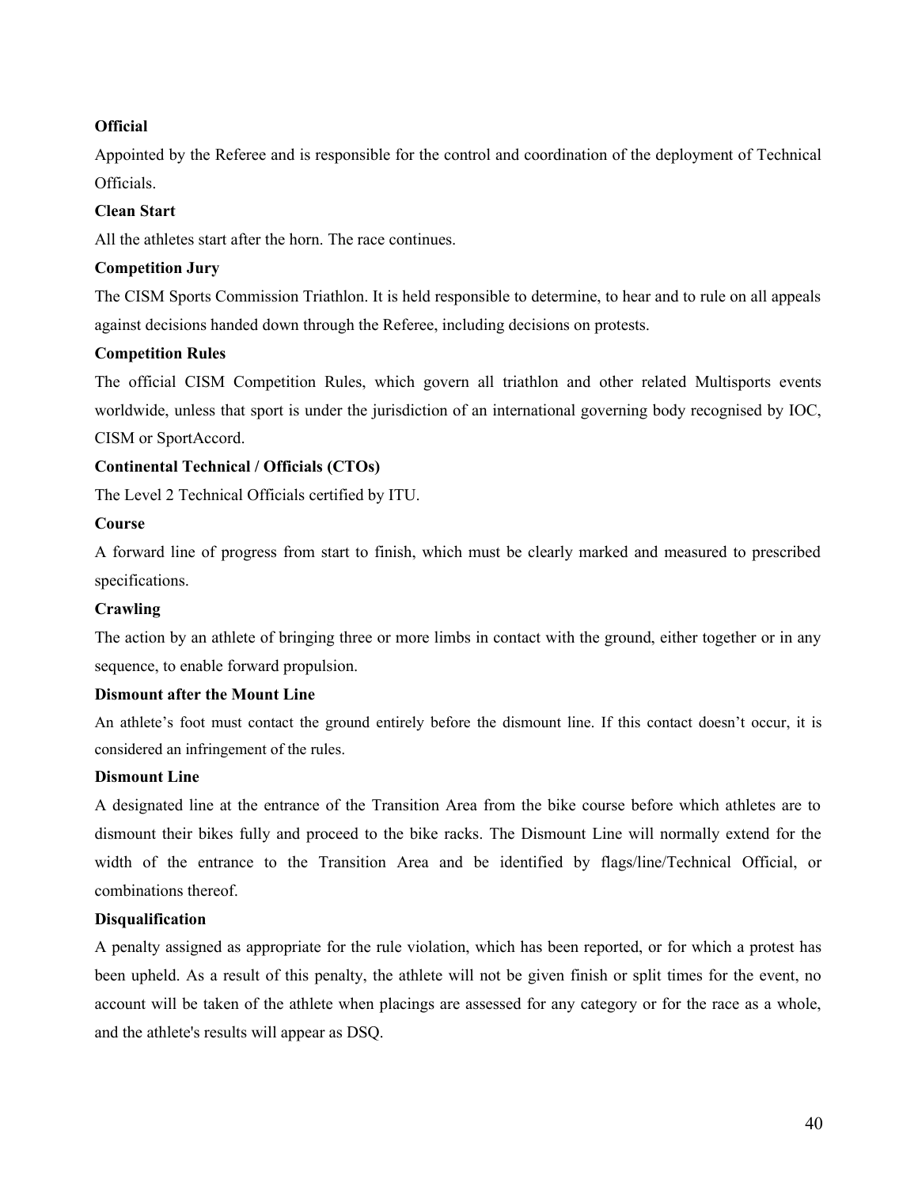**Official**

Appointed by the Referee and is responsible for the control and coordination of the deployment of Technical Officials.

**Clean Start**

All the athletes start after the horn. The race continues.

**Competition Jury**

The CISM Sports Commission Triathlon. It is held responsible to determine, to hear and to rule on all appeals against decisions handed down through the Referee, including decisions on protests.

**Competition Rules**

The official CISM Competition Rules, which govern all triathlon and other related Multisports events worldwide, unless that sport is under the jurisdiction of an international governing body recognised by IOC, CISM or SportAccord.

**Continental Technical / Officials (CTOs)**

The Level 2 Technical Officials certified by ITU.

**Course**

A forward line of progress from start to finish, which must be clearly marked and measured to prescribed specifications.

**Crawling**

The action by an athlete of bringing three or more limbs in contact with the ground, either together or in any sequence, to enable forward propulsion.

**Dismount after the Mount Line**

An athlete's foot must contact the ground entirely before the dismount line. If this contact doesn't occur, it is considered an infringement of the rules.

**Dismount Line**

A designated line at the entrance of the Transition Area from the bike course before which athletes are to dismount their bikes fully and proceed to the bike racks. The Dismount Line will normally extend for the width of the entrance to the Transition Area and be identified by flags/line/Technical Official, or combinations thereof.

**Disqualification**

A penalty assigned as appropriate for the rule violation, which has been reported, or for which a protest has been upheld. As a result of this penalty, the athlete will not be given finish or split times for the event, no account will be taken of the athlete when placings are assessed for any category or for the race as a whole, and the athlete's results will appear as DSQ.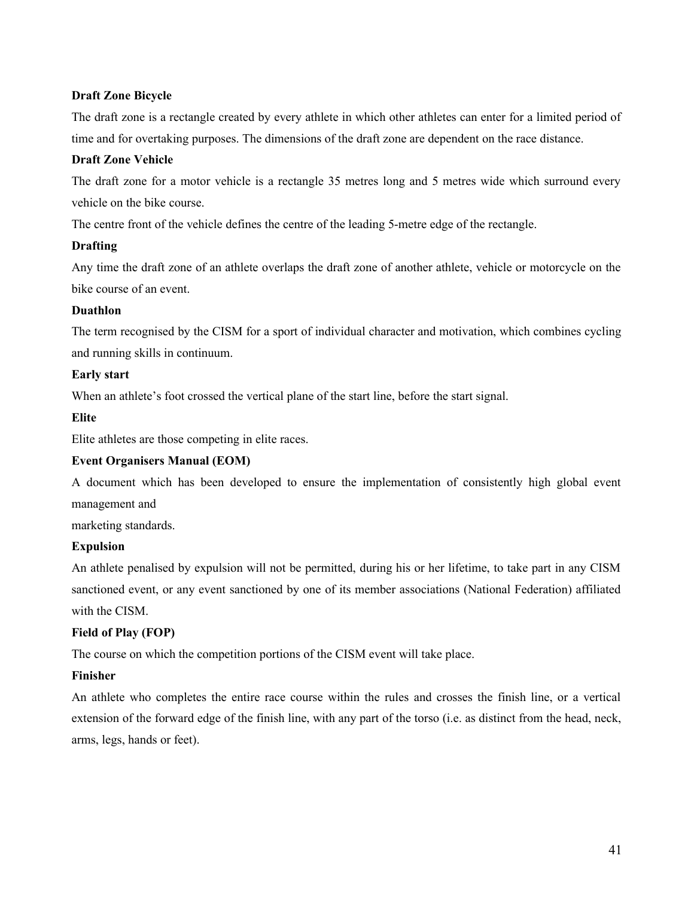**Draft Zone Bicycle**

The draft zone is a rectangle created by every athlete in which other athletes can enter for a limited period of time and for overtaking purposes. The dimensions of the draft zone are dependent on the race distance.

**Draft Zone Vehicle**

The draft zone for a motor vehicle is a rectangle 35 metres long and 5 metres wide which surround every vehicle on the bike course.

The centre front of the vehicle defines the centre of the leading 5-metre edge of the rectangle.

**Drafting**

Any time the draft zone of an athlete overlaps the draft zone of another athlete, vehicle or motorcycle on the bike course of an event.

**Duathlon**

The term recognised by the CISM for a sport of individual character and motivation, which combines cycling and running skills in continuum.

**Early start**

When an athlete's foot crossed the vertical plane of the start line, before the start signal.

**Elite**

Elite athletes are those competing in elite races.

**Event Organisers Manual (EOM)**

A document which has been developed to ensure the implementation of consistently high global event management and
marketing standards.

**Expulsion**

An athlete penalised by expulsion will not be permitted, during his or her lifetime, to take part in any CISM sanctioned event, or any event sanctioned by one of its member associations (National Federation) affiliated with the CISM.

**Field of Play (FOP)**

The course on which the competition portions of the CISM event will take place.

**Finisher**

An athlete who completes the entire race course within the rules and crosses the finish line, or a vertical extension of the forward edge of the finish line, with any part of the torso (i.e. as distinct from the head, neck, arms, legs, hands or feet).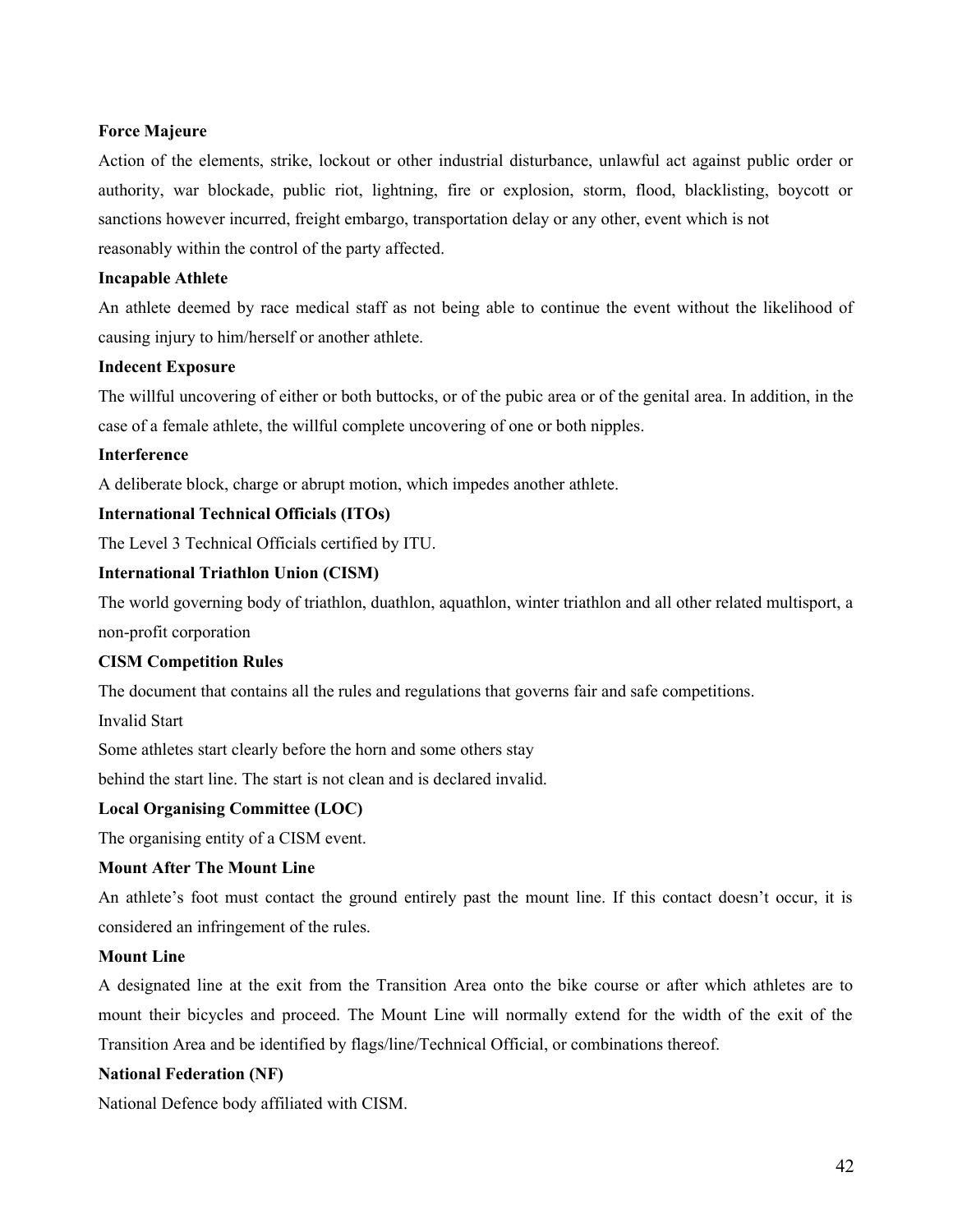**Force Majeure**

Action of the elements, strike, lockout or other industrial disturbance, unlawful act against public order or authority, war blockade, public riot, lightning, fire or explosion, storm, flood, blacklisting, boycott or sanctions however incurred, freight embargo, transportation delay or any other, event which is not reasonably within the control of the party affected.

**Incapable Athlete**

An athlete deemed by race medical staff as not being able to continue the event without the likelihood of causing injury to him/herself or another athlete.

**Indecent Exposure**

The willful uncovering of either or both buttocks, or of the pubic area or of the genital area. In addition, in the case of a female athlete, the willful complete uncovering of one or both nipples.

**Interference**

A deliberate block, charge or abrupt motion, which impedes another athlete.

**International Technical Officials (ITOs)**

The Level 3 Technical Officials certified by ITU.

**International Triathlon Union (CISM)**

The world governing body of triathlon, duathlon, aquathlon, winter triathlon and all other related multisport, a non-profit corporation

**CISM Competition Rules**

The document that contains all the rules and regulations that governs fair and safe competitions.

Invalid Start

Some athletes start clearly before the horn and some others stay behind the start line. The start is not clean and is declared invalid.

**Local Organising Committee (LOC)**

The organising entity of a CISM event.

**Mount After The Mount Line**

An athlete's foot must contact the ground entirely past the mount line. If this contact doesn't occur, it is considered an infringement of the rules.

**Mount Line**

A designated line at the exit from the Transition Area onto the bike course or after which athletes are to mount their bicycles and proceed. The Mount Line will normally extend for the width of the exit of the Transition Area and be identified by flags/line/Technical Official, or combinations thereof.

**National Federation (NF)**

National Defence body affiliated with CISM.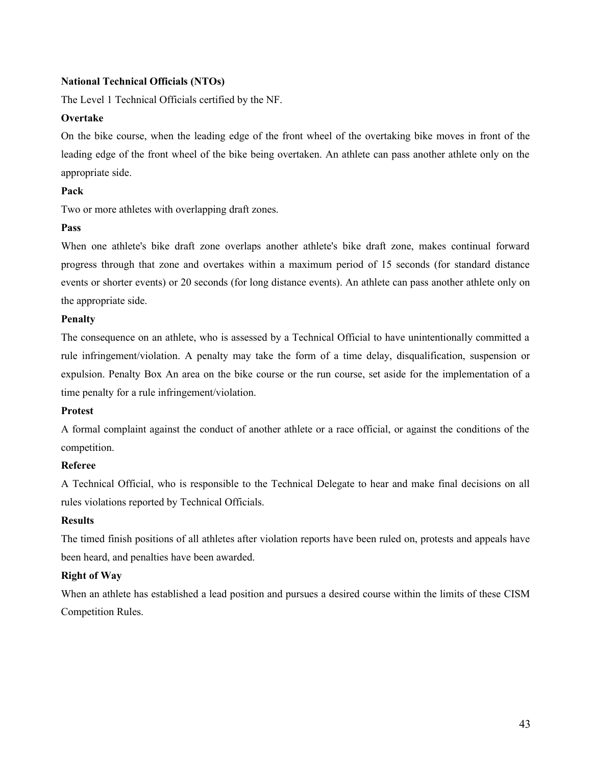**National Technical Officials (NTOs)**

The Level 1 Technical Officials certified by the NF.

**Overtake**

On the bike course, when the leading edge of the front wheel of the overtaking bike moves in front of the leading edge of the front wheel of the bike being overtaken. An athlete can pass another athlete only on the appropriate side.

**Pack**

Two or more athletes with overlapping draft zones.

**Pass**

When one athlete's bike draft zone overlaps another athlete's bike draft zone, makes continual forward progress through that zone and overtakes within a maximum period of 15 seconds (for standard distance events or shorter events) or 20 seconds (for long distance events). An athlete can pass another athlete only on the appropriate side.

**Penalty**

The consequence on an athlete, who is assessed by a Technical Official to have unintentionally committed a rule infringement/violation. A penalty may take the form of a time delay, disqualification, suspension or expulsion. Penalty Box An area on the bike course or the run course, set aside for the implementation of a time penalty for a rule infringement/violation.

**Protest**

A formal complaint against the conduct of another athlete or a race official, or against the conditions of the competition.

**Referee**

A Technical Official, who is responsible to the Technical Delegate to hear and make final decisions on all rules violations reported by Technical Officials.

**Results**

The timed finish positions of all athletes after violation reports have been ruled on, protests and appeals have been heard, and penalties have been awarded.

**Right of Way**

When an athlete has established a lead position and pursues a desired course within the limits of these CISM Competition Rules.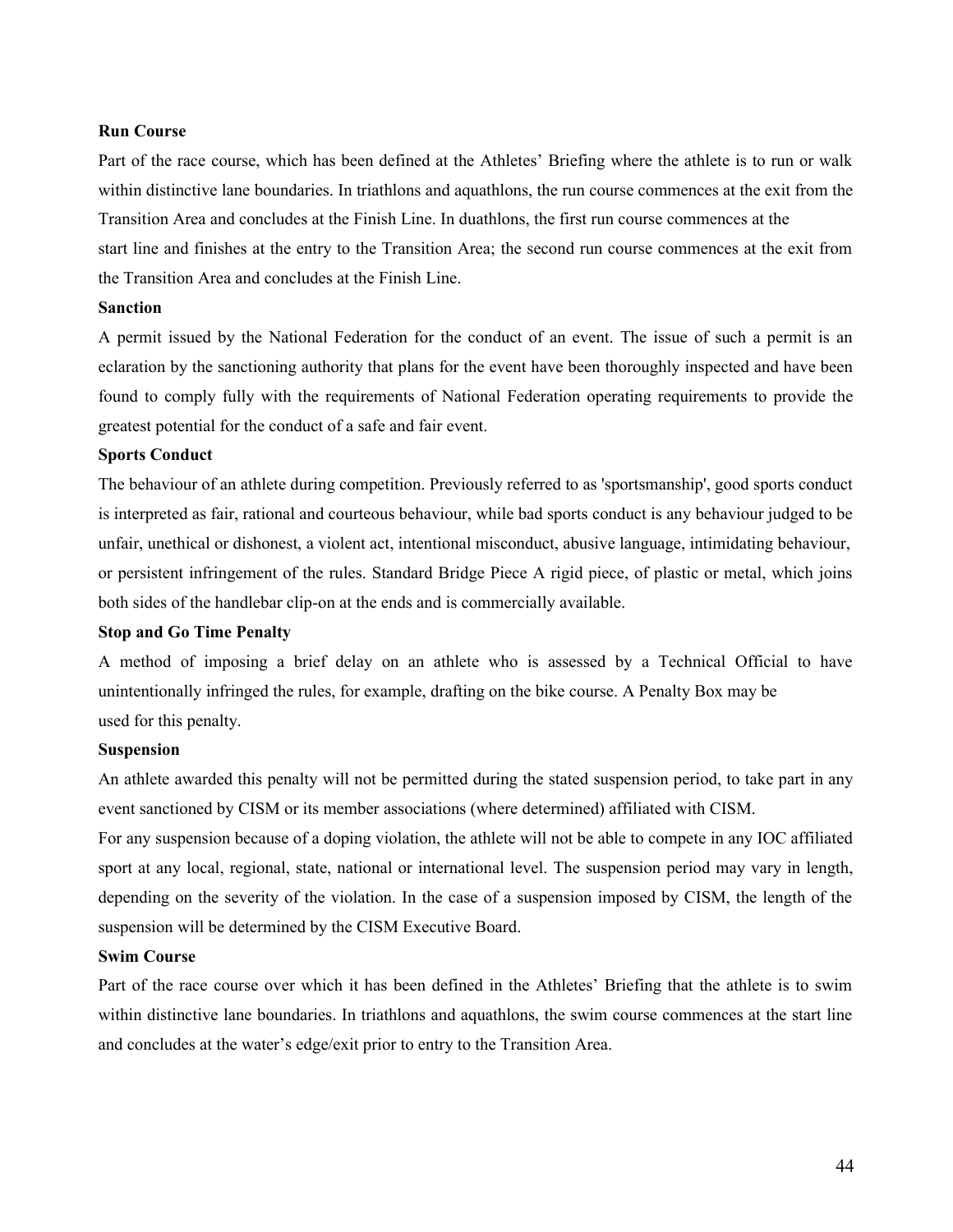**Run Course**

Part of the race course, which has been defined at the Athletes' Briefing where the athlete is to run or walk within distinctive lane boundaries. In triathlons and aquathlons, the run course commences at the exit from the Transition Area and concludes at the Finish Line. In duathlons, the first run course commences at the start line and finishes at the entry to the Transition Area; the second run course commences at the exit from the Transition Area and concludes at the Finish Line.

**Sanction**

A permit issued by the National Federation for the conduct of an event. The issue of such a permit is an eclaration by the sanctioning authority that plans for the event have been thoroughly inspected and have been found to comply fully with the requirements of National Federation operating requirements to provide the greatest potential for the conduct of a safe and fair event.

**Sports Conduct**

The behaviour of an athlete during competition. Previously referred to as 'sportsmanship', good sports conduct is interpreted as fair, rational and courteous behaviour, while bad sports conduct is any behaviour judged to be unfair, unethical or dishonest, a violent act, intentional misconduct, abusive language, intimidating behaviour, or persistent infringement of the rules. Standard Bridge Piece A rigid piece, of plastic or metal, which joins both sides of the handlebar clip-on at the ends and is commercially available.

**Stop and Go Time Penalty**

A method of imposing a brief delay on an athlete who is assessed by a Technical Official to have unintentionally infringed the rules, for example, drafting on the bike course. A Penalty Box may be used for this penalty.

**Suspension**

An athlete awarded this penalty will not be permitted during the stated suspension period, to take part in any event sanctioned by CISM or its member associations (where determined) affiliated with CISM.

For any suspension because of a doping violation, the athlete will not be able to compete in any IOC affiliated sport at any local, regional, state, national or international level. The suspension period may vary in length, depending on the severity of the violation. In the case of a suspension imposed by CISM, the length of the suspension will be determined by the CISM Executive Board.

**Swim Course**

Part of the race course over which it has been defined in the Athletes' Briefing that the athlete is to swim within distinctive lane boundaries. In triathlons and aquathlons, the swim course commences at the start line and concludes at the water's edge/exit prior to entry to the Transition Area.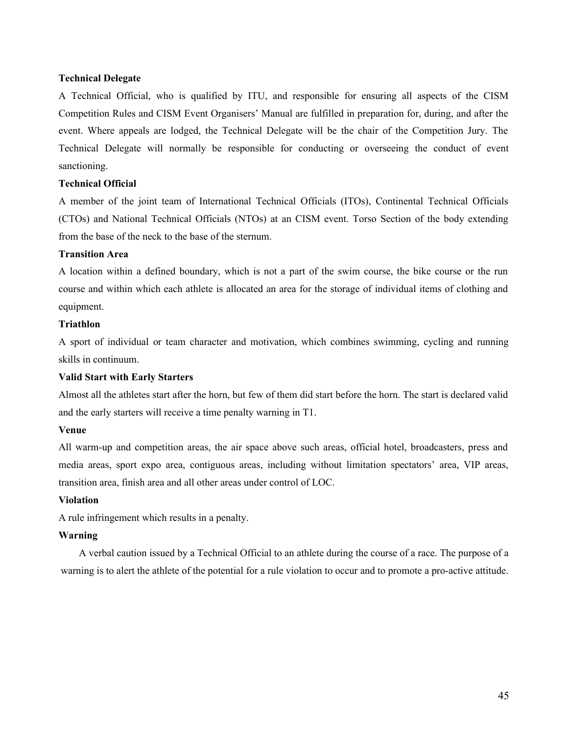**Technical Delegate**

A Technical Official, who is qualified by ITU, and responsible for ensuring all aspects of the CISM Competition Rules and CISM Event Organisers' Manual are fulfilled in preparation for, during, and after the event. Where appeals are lodged, the Technical Delegate will be the chair of the Competition Jury. The Technical Delegate will normally be responsible for conducting or overseeing the conduct of event sanctioning.

**Technical Official**

A member of the joint team of International Technical Officials (ITOs), Continental Technical Officials (CTOs) and National Technical Officials (NTOs) at an CISM event. Torso Section of the body extending from the base of the neck to the base of the sternum.

**Transition Area**

A location within a defined boundary, which is not a part of the swim course, the bike course or the run course and within which each athlete is allocated an area for the storage of individual items of clothing and equipment.

**Triathlon**

A sport of individual or team character and motivation, which combines swimming, cycling and running skills in continuum.

**Valid Start with Early Starters**

Almost all the athletes start after the horn, but few of them did start before the horn. The start is declared valid and the early starters will receive a time penalty warning in T1.

**Venue**

All warm-up and competition areas, the air space above such areas, official hotel, broadcasters, press and media areas, sport expo area, contiguous areas, including without limitation spectators' area, VIP areas, transition area, finish area and all other areas under control of LOC.

**Violation**

A rule infringement which results in a penalty.

**Warning**

A verbal caution issued by a Technical Official to an athlete during the course of a race. The purpose of a warning is to alert the athlete of the potential for a rule violation to occur and to promote a pro-active attitude.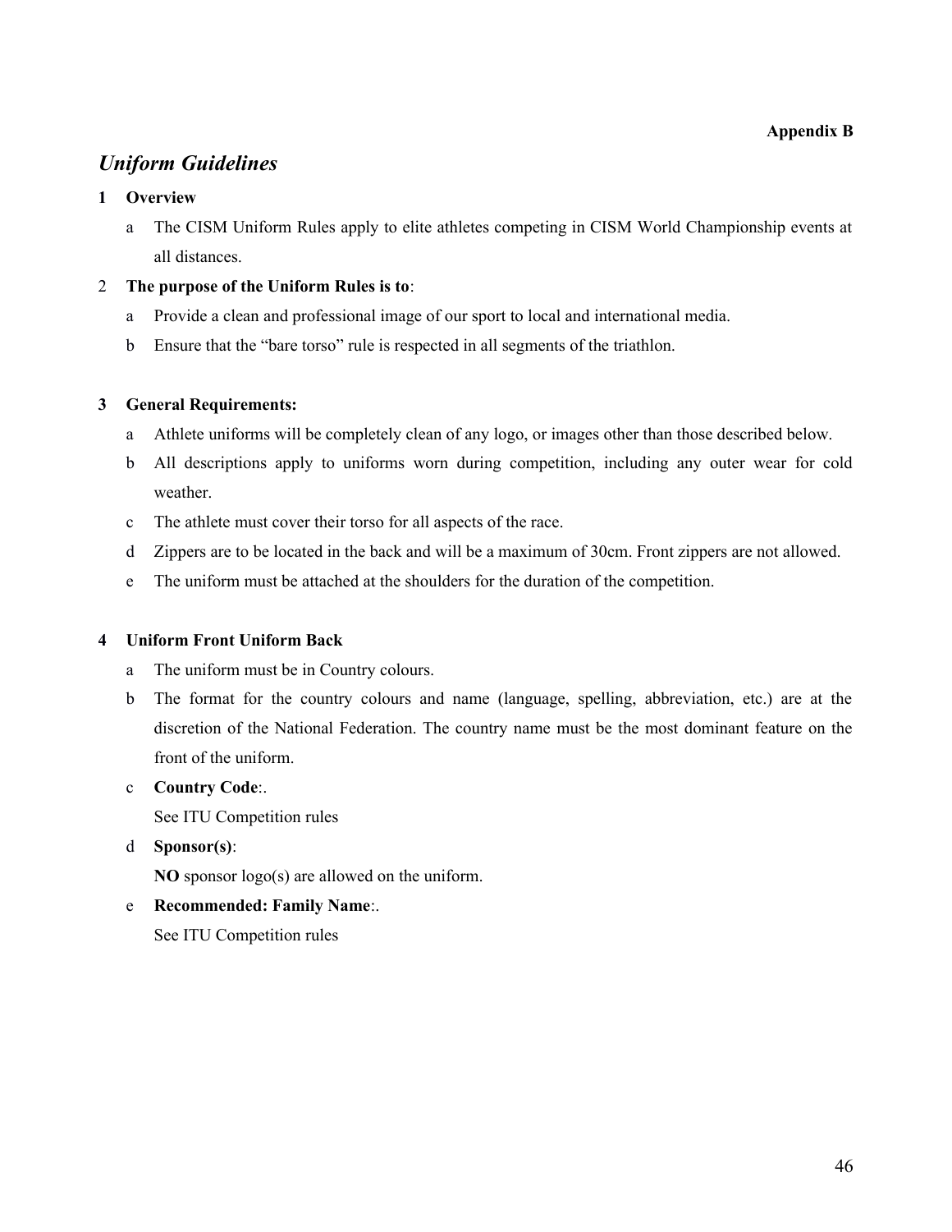**Appendix B**

## *Uniform Guidelines*

**1 Overview**

a The CISM Uniform Rules apply to elite athletes competing in CISM World Championship events at all distances.

2 **The purpose of the Uniform Rules is to**:

a Provide a clean and professional image of our sport to local and international media.

b Ensure that the "bare torso" rule is respected in all segments of the triathlon.

**3 General Requirements:**

a Athlete uniforms will be completely clean of any logo, or images other than those described below.

b All descriptions apply to uniforms worn during competition, including any outer wear for cold weather.

c The athlete must cover their torso for all aspects of the race.

d Zippers are to be located in the back and will be a maximum of 30cm. Front zippers are not allowed.

e The uniform must be attached at the shoulders for the duration of the competition.

**4 Uniform Front Uniform Back**

a The uniform must be in Country colours.

b The format for the country colours and name (language, spelling, abbreviation, etc.) are at the discretion of the National Federation. The country name must be the most dominant feature on the front of the uniform.

c **Country Code**:.

See ITU Competition rules

d **Sponsor(s)**:

**NO** sponsor logo(s) are allowed on the uniform.

e **Recommended: Family Name**:.

See ITU Competition rules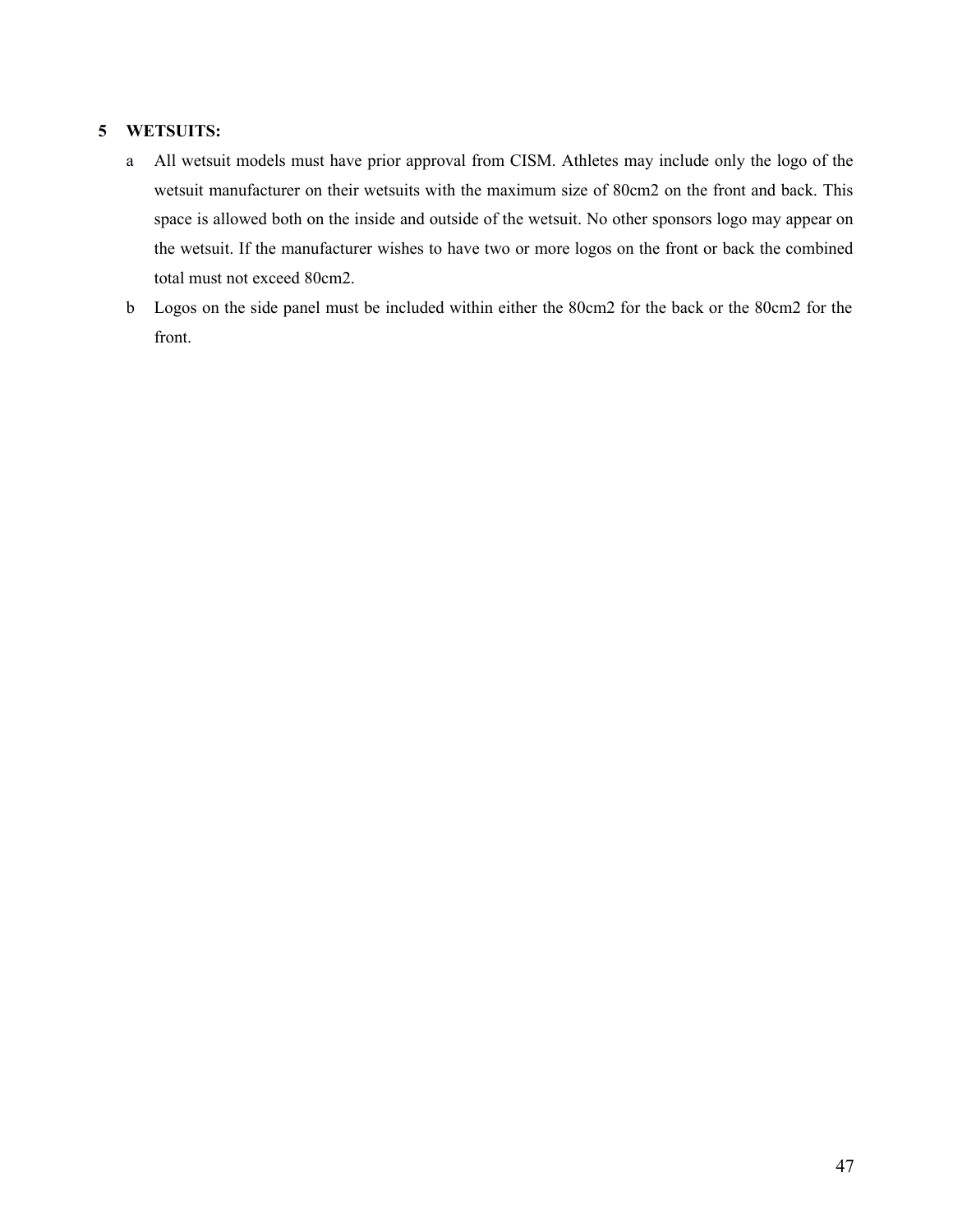**5 WETSUITS:**

a. All wetsuit models must have prior approval from CISM. Athletes may include only the logo of the wetsuit manufacturer on their wetsuits with the maximum size of 80cm2 on the front and back. This space is allowed both on the inside and outside of the wetsuit. No other sponsors logo may appear on the wetsuit. If the manufacturer wishes to have two or more logos on the front or back the combined total must not exceed 80cm2.

b. Logos on the side panel must be included within either the 80cm2 for the back or the 80cm2 for the front.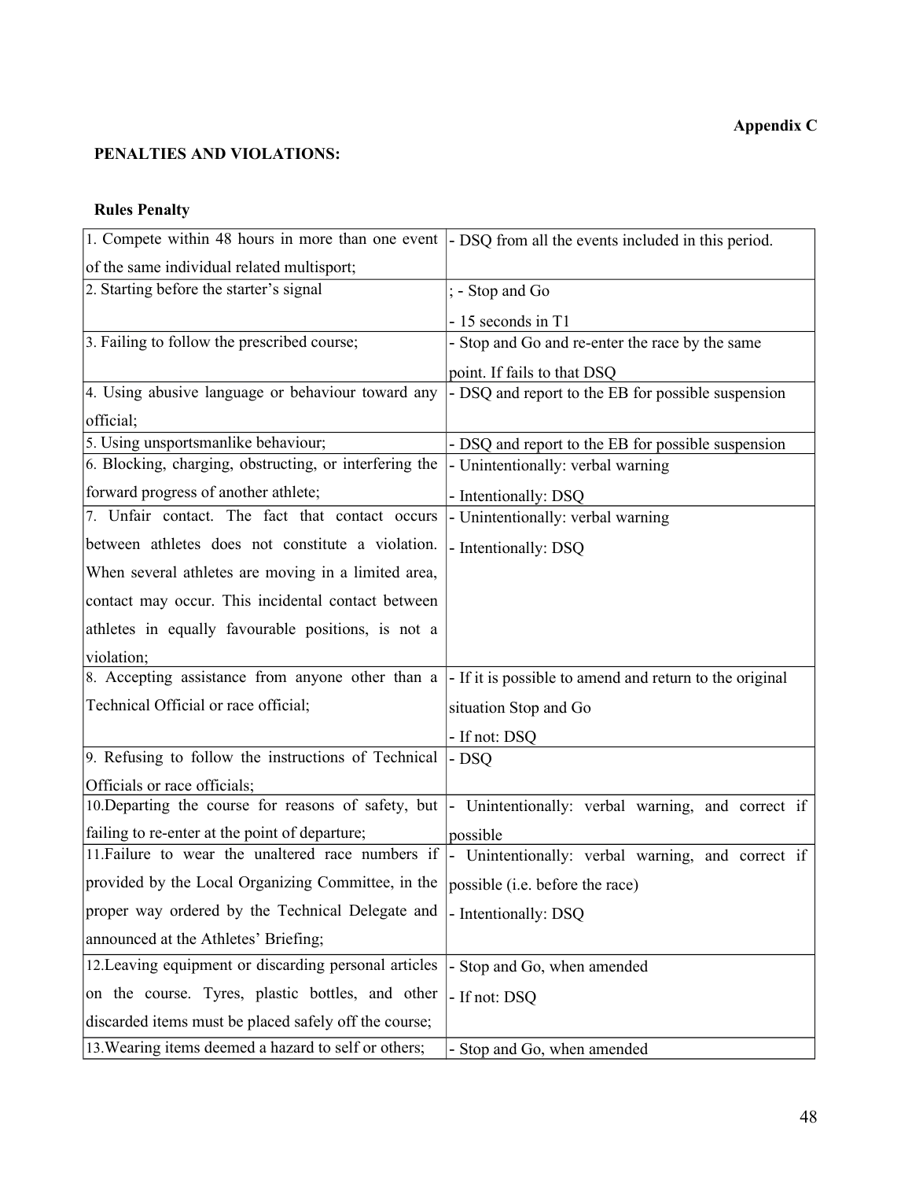**Appendix C**

**PENALTIES AND VIOLATIONS:**

**Rules Penalty**

| | |
|---|---|
| 1. Compete within 48 hours in more than one event of the same individual related multisport; | - DSQ from all the events included in this period. |
| 2. Starting before the starter's signal | ; - Stop and Go<br>- 15 seconds in T1 |
| 3. Failing to follow the prescribed course; | - Stop and Go and re-enter the race by the same point. If fails to that DSQ |
| 4. Using abusive language or behaviour toward any official; | - DSQ and report to the EB for possible suspension |
| 5. Using unsportsmanlike behaviour; | - DSQ and report to the EB for possible suspension |
| 6. Blocking, charging, obstructing, or interfering the forward progress of another athlete; | - Unintentionally: verbal warning<br>- Intentionally: DSQ |
| 7. Unfair contact. The fact that contact occurs between athletes does not constitute a violation. When several athletes are moving in a limited area, contact may occur. This incidental contact between athletes in equally favourable positions, is not a violation; | - Unintentionally: verbal warning<br>- Intentionally: DSQ |
| 8. Accepting assistance from anyone other than a Technical Official or race official; | - If it is possible to amend and return to the original situation Stop and Go<br>- If not: DSQ |
| 9. Refusing to follow the instructions of Technical Officials or race officials; | - DSQ |
| 10.Departing the course for reasons of safety, but failing to re-enter at the point of departure; | - Unintentionally: verbal warning, and correct if possible |
| 11.Failure to wear the unaltered race numbers if provided by the Local Organizing Committee, in the proper way ordered by the Technical Delegate and announced at the Athletes' Briefing; | - Unintentionally: verbal warning, and correct if possible (i.e. before the race)<br>- Intentionally: DSQ |
| 12.Leaving equipment or discarding personal articles on the course. Tyres, plastic bottles, and other discarded items must be placed safely off the course; | - Stop and Go, when amended<br>- If not: DSQ |
| 13.Wearing items deemed a hazard to self or others; | - Stop and Go, when amended |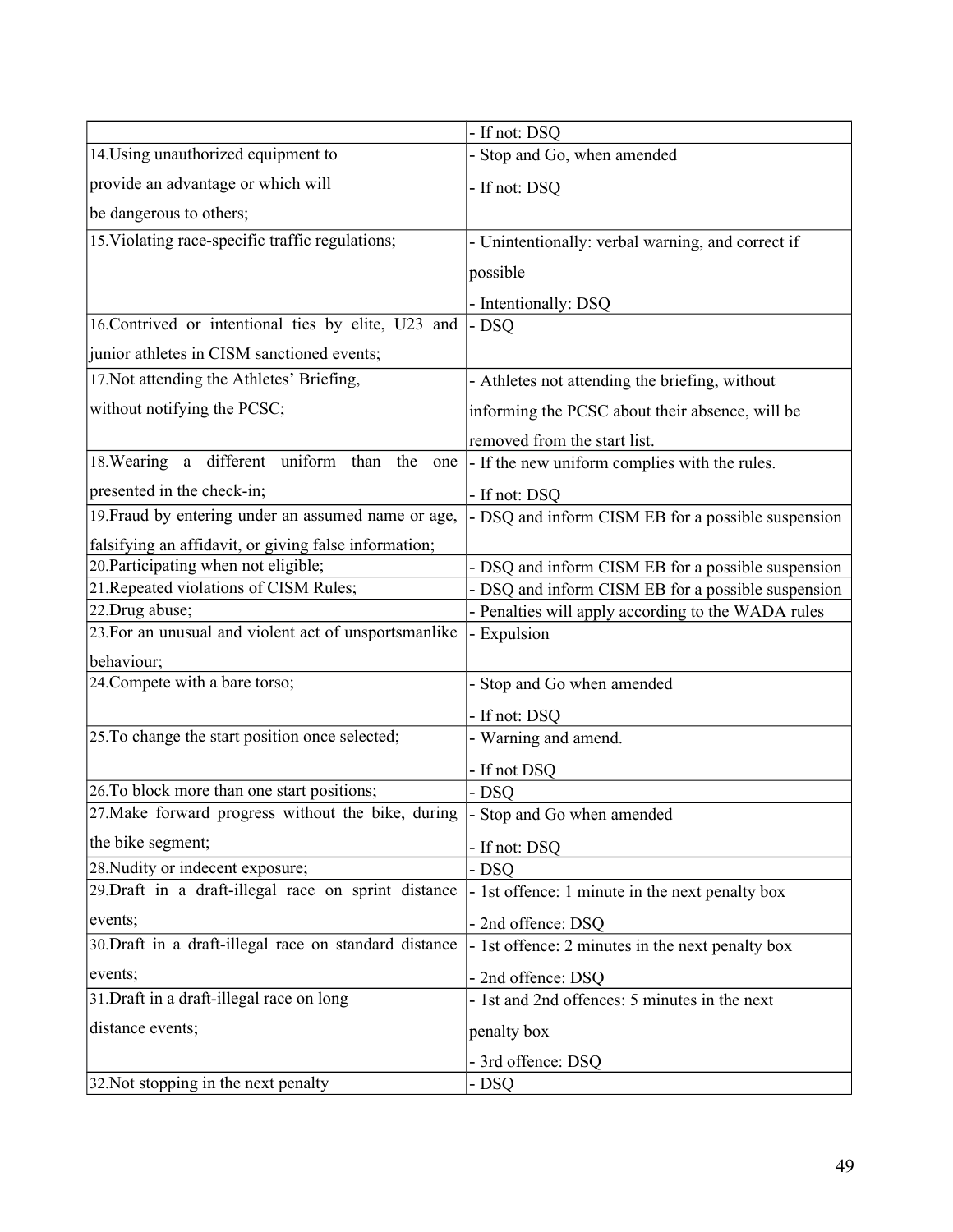| | |
|---|---|
| | - If not: DSQ |
| 14.Using unauthorized equipment to provide an advantage or which will be dangerous to others; | - Stop and Go, when amended<br>- If not: DSQ |
| 15.Violating race-specific traffic regulations; | - Unintentionally: verbal warning, and correct if possible<br>- Intentionally: DSQ |
| 16.Contrived or intentional ties by elite, U23 and junior athletes in CISM sanctioned events; | - DSQ |
| 17.Not attending the Athletes' Briefing, without notifying the PCSC; | - Athletes not attending the briefing, without informing the PCSC about their absence, will be removed from the start list. |
| 18.Wearing a different uniform than the one presented in the check-in; | - If the new uniform complies with the rules.<br>- If not: DSQ |
| 19.Fraud by entering under an assumed name or age, falsifying an affidavit, or giving false information; | - DSQ and inform CISM EB for a possible suspension |
| 20.Participating when not eligible; | - DSQ and inform CISM EB for a possible suspension |
| 21.Repeated violations of CISM Rules; | - DSQ and inform CISM EB for a possible suspension |
| 22.Drug abuse; | - Penalties will apply according to the WADA rules |
| 23.For an unusual and violent act of unsportsmanlike behaviour; | - Expulsion |
| 24.Compete with a bare torso; | - Stop and Go when amended<br>- If not: DSQ |
| 25.To change the start position once selected; | - Warning and amend.<br>- If not DSQ |
| 26.To block more than one start positions; | - DSQ |
| 27.Make forward progress without the bike, during the bike segment; | - Stop and Go when amended<br>- If not: DSQ |
| 28.Nudity or indecent exposure; | - DSQ |
| 29.Draft in a draft-illegal race on sprint distance events; | - 1st offence: 1 minute in the next penalty box<br>- 2nd offence: DSQ |
| 30.Draft in a draft-illegal race on standard distance events; | - 1st offence: 2 minutes in the next penalty box<br>- 2nd offence: DSQ |
| 31.Draft in a draft-illegal race on long distance events; | - 1st and 2nd offences: 5 minutes in the next penalty box<br>- 3rd offence: DSQ |
| 32.Not stopping in the next penalty | - DSQ |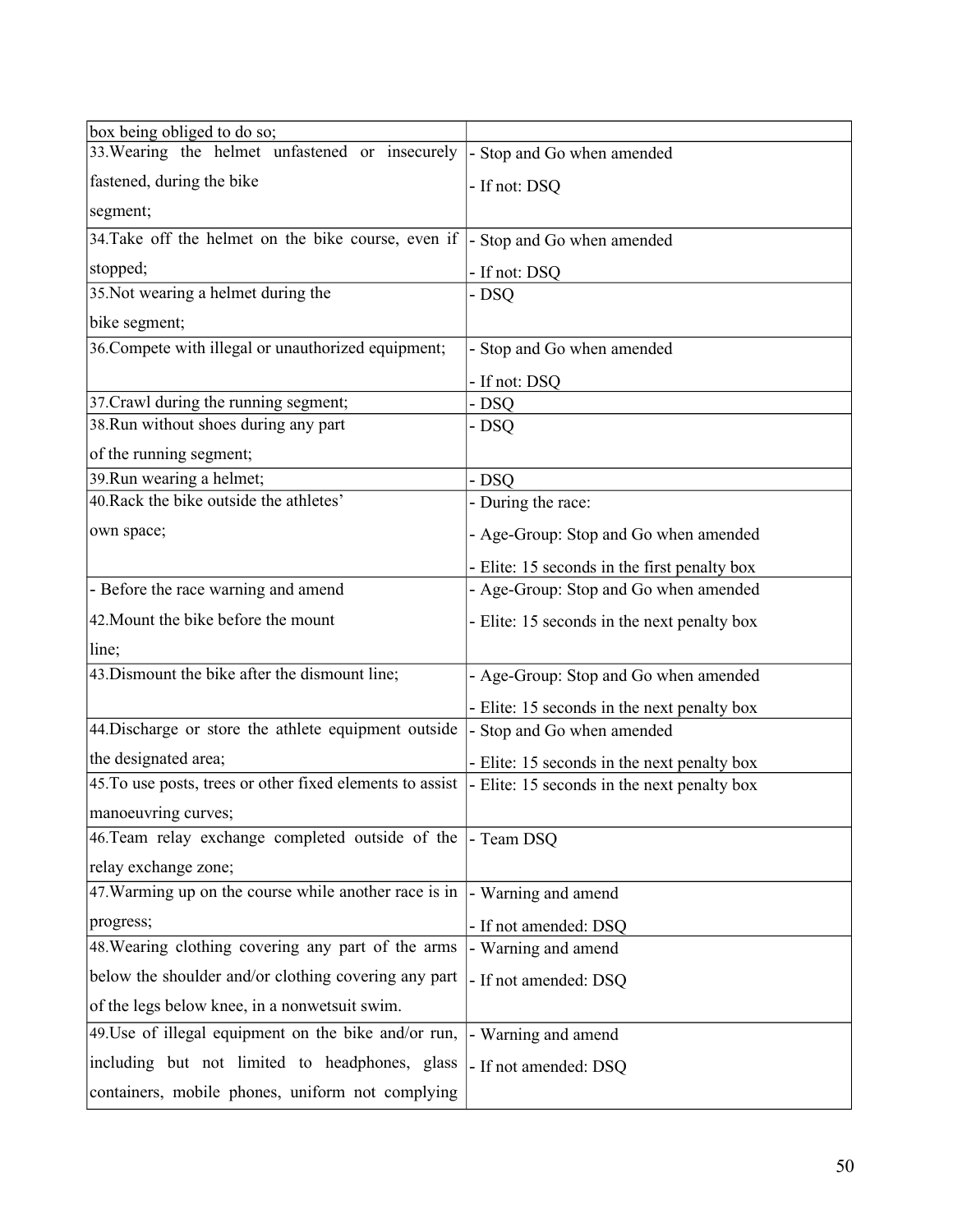| | |
|---|---|
| box being obliged to do so; | |
| 33.Wearing the helmet unfastened or insecurely fastened, during the bike segment; | - Stop and Go when amended<br>- If not: DSQ |
| 34.Take off the helmet on the bike course, even if stopped; | - Stop and Go when amended<br>- If not: DSQ |
| 35.Not wearing a helmet during the bike segment; | - DSQ |
| 36.Compete with illegal or unauthorized equipment; | - Stop and Go when amended<br>- If not: DSQ |
| 37.Crawl during the running segment; | - DSQ |
| 38.Run without shoes during any part of the running segment; | - DSQ |
| 39.Run wearing a helmet; | - DSQ |
| 40.Rack the bike outside the athletes' own space; | - During the race:<br>- Age-Group: Stop and Go when amended<br>- Elite: 15 seconds in the first penalty box |
| - Before the race warning and amend<br>42.Mount the bike before the mount line; | - Age-Group: Stop and Go when amended<br>- Elite: 15 seconds in the next penalty box |
| 43.Dismount the bike after the dismount line; | - Age-Group: Stop and Go when amended<br>- Elite: 15 seconds in the next penalty box |
| 44.Discharge or store the athlete equipment outside the designated area; | - Stop and Go when amended<br>- Elite: 15 seconds in the next penalty box |
| 45.To use posts, trees or other fixed elements to assist manoeuvring curves; | - Elite: 15 seconds in the next penalty box |
| 46.Team relay exchange completed outside of the relay exchange zone; | - Team DSQ |
| 47.Warming up on the course while another race is in progress; | - Warning and amend<br>- If not amended: DSQ |
| 48.Wearing clothing covering any part of the arms below the shoulder and/or clothing covering any part of the legs below knee, in a nonwetsuit swim. | - Warning and amend<br>- If not amended: DSQ |
| 49.Use of illegal equipment on the bike and/or run, including but not limited to headphones, glass containers, mobile phones, uniform not complying | - Warning and amend<br>- If not amended: DSQ |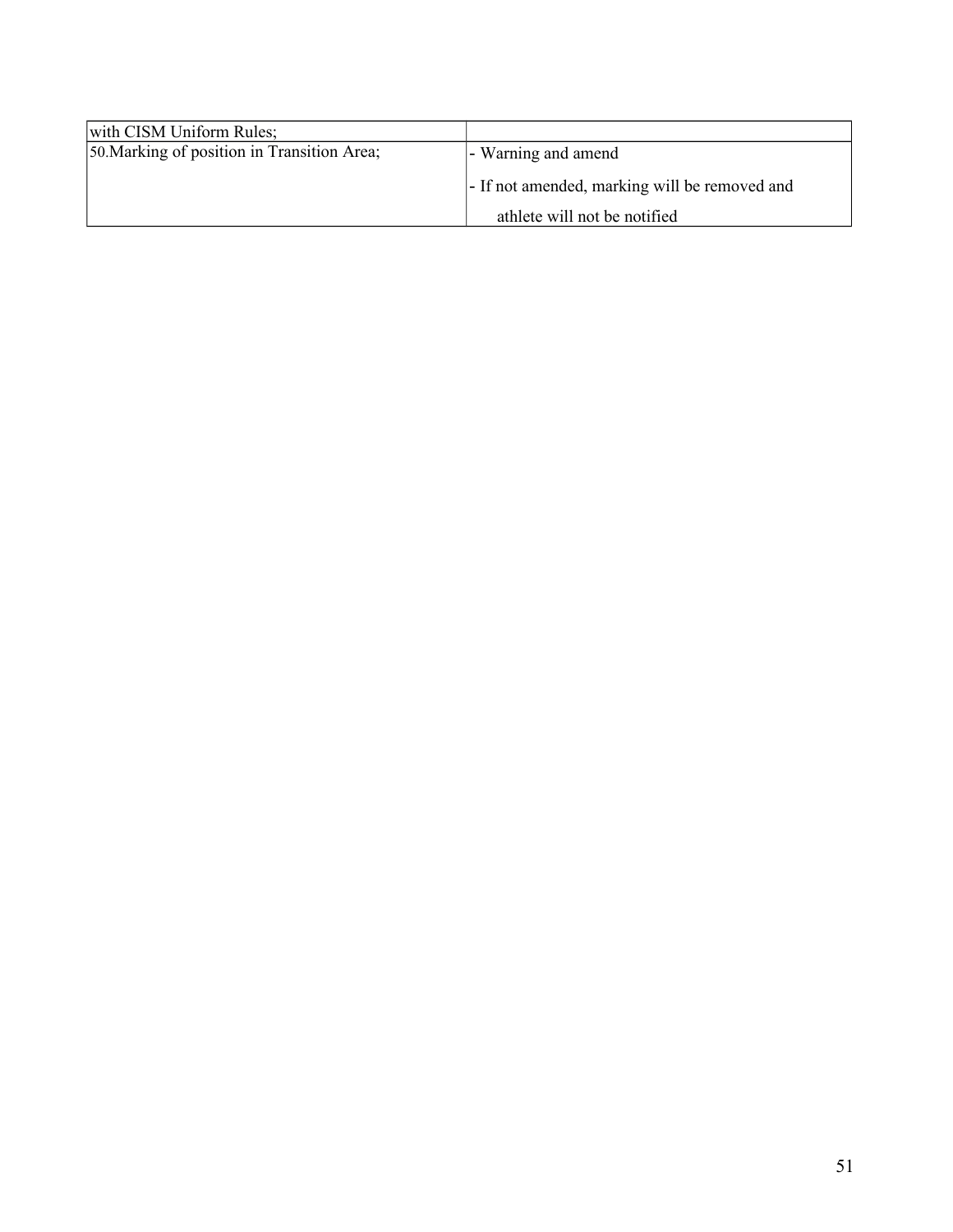| | |
|---|---|
| with CISM Uniform Rules; | |
| 50.Marking of position in Transition Area; | - Warning and amend<br>- If not amended, marking will be removed and athlete will not be notified |